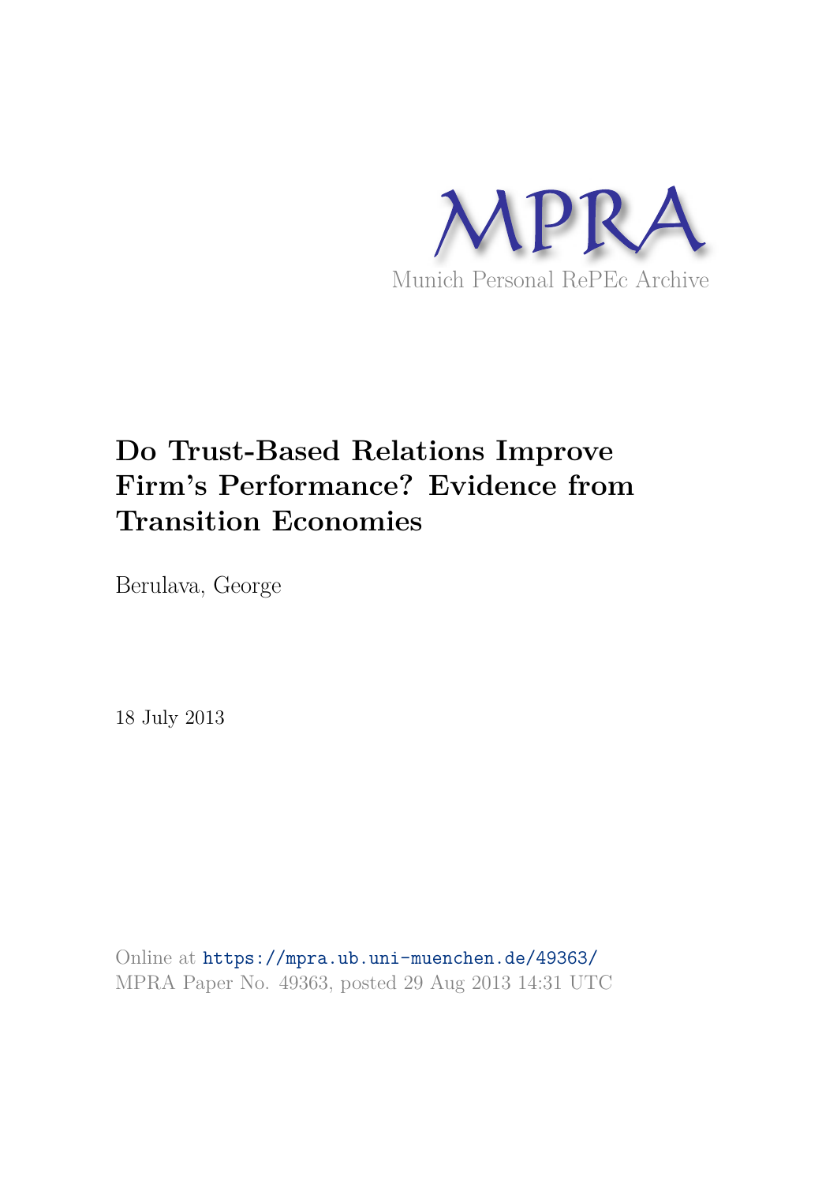MPRA

Munich Personal RePEc Archive

# Do Trust-Based Relations Improve Firm's Performance? Evidence from Transition Economies

Berulava, George

18 July 2013

Online at https://mpra.ub.uni-muenchen.de/49363/
MPRA Paper No. 49363, posted 29 Aug 2013 14:31 UTC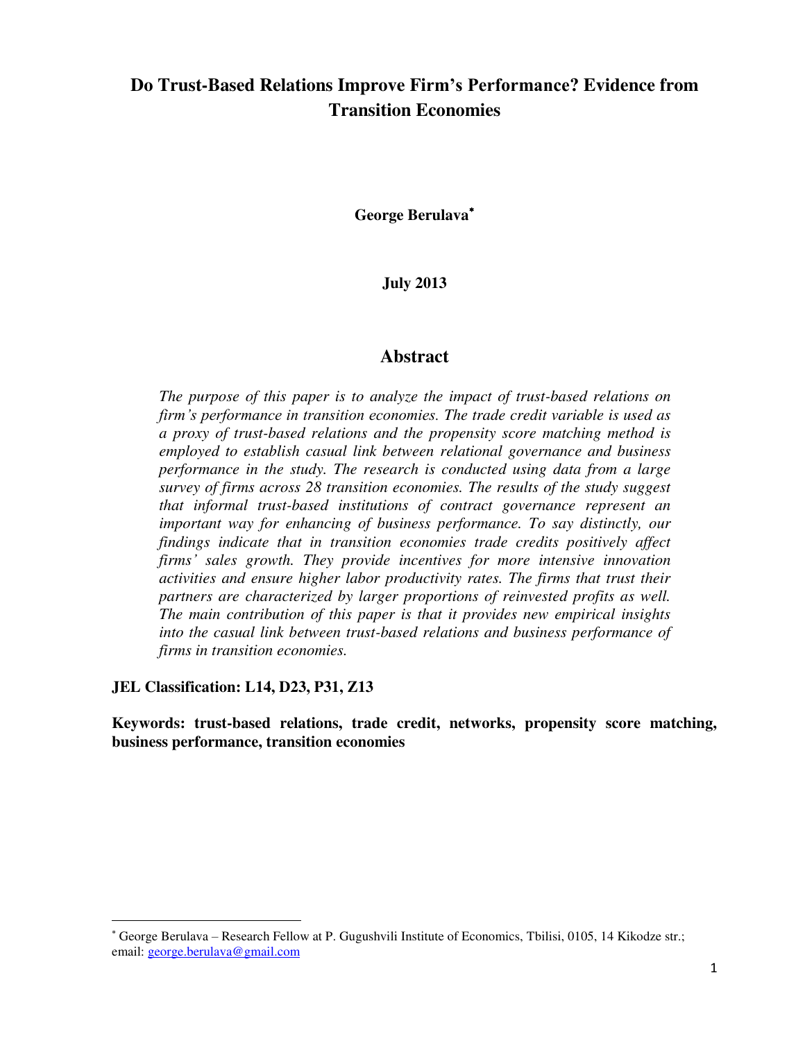# Do Trust-Based Relations Improve Firm's Performance? Evidence from Transition Economies

**George Berulava**[*]

**July 2013**

## Abstract

*The purpose of this paper is to analyze the impact of trust-based relations on firm's performance in transition economies. The trade credit variable is used as a proxy of trust-based relations and the propensity score matching method is employed to establish casual link between relational governance and business performance in the study. The research is conducted using data from a large survey of firms across 28 transition economies. The results of the study suggest that informal trust-based institutions of contract governance represent an important way for enhancing of business performance. To say distinctly, our findings indicate that in transition economies trade credits positively affect firms' sales growth. They provide incentives for more intensive innovation activities and ensure higher labor productivity rates. The firms that trust their partners are characterized by larger proportions of reinvested profits as well. The main contribution of this paper is that it provides new empirical insights into the casual link between trust-based relations and business performance of firms in transition economies.*

**JEL Classification: L14, D23, P31, Z13**

**Keywords: trust-based relations, trade credit, networks, propensity score matching, business performance, transition economies**

[*] George Berulava – Research Fellow at P. Gugushvili Institute of Economics, Tbilisi, 0105, 14 Kikodze str.; email: george.berulava@gmail.com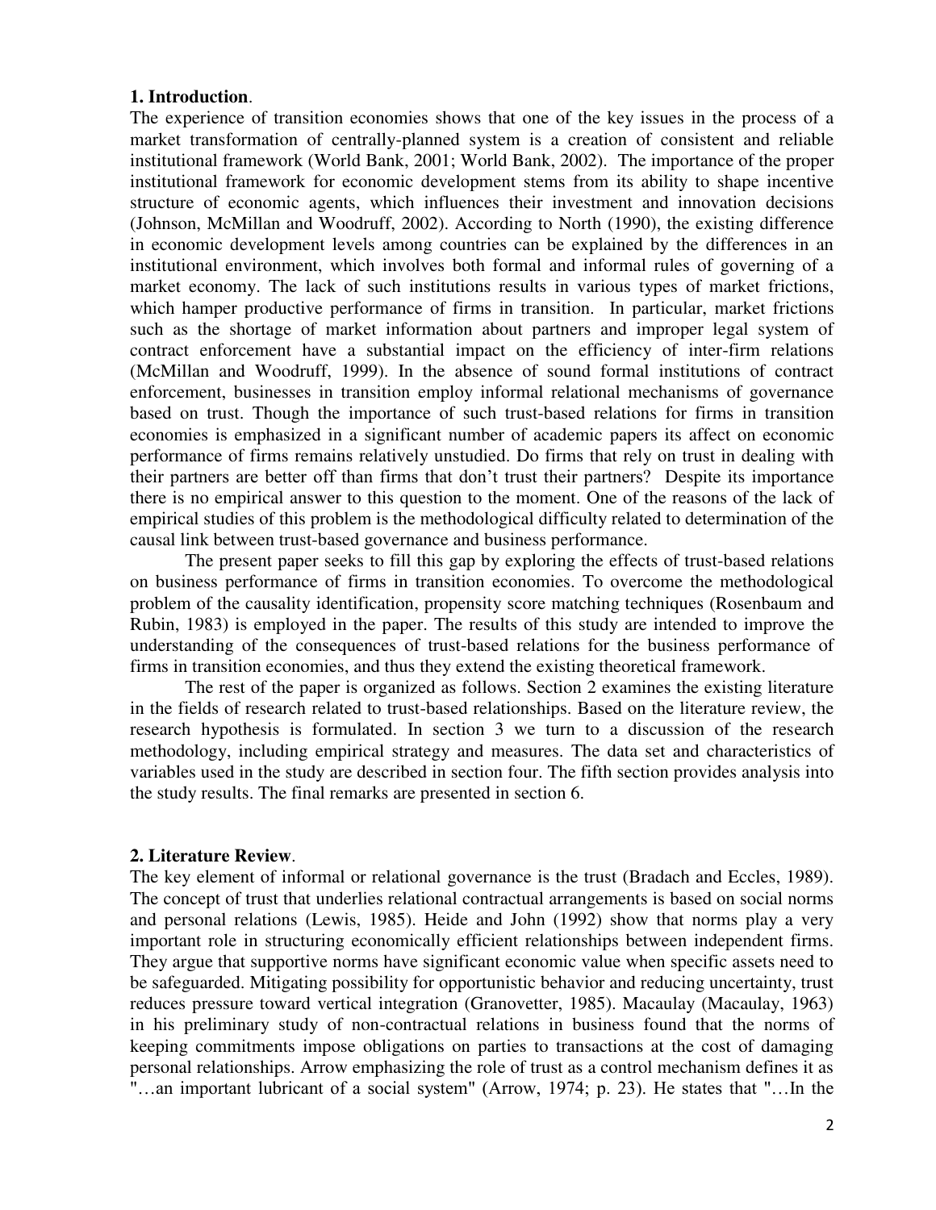## 1. Introduction.

The experience of transition economies shows that one of the key issues in the process of a market transformation of centrally-planned system is a creation of consistent and reliable institutional framework (World Bank, 2001; World Bank, 2002). The importance of the proper institutional framework for economic development stems from its ability to shape incentive structure of economic agents, which influences their investment and innovation decisions (Johnson, McMillan and Woodruff, 2002). According to North (1990), the existing difference in economic development levels among countries can be explained by the differences in an institutional environment, which involves both formal and informal rules of governing of a market economy. The lack of such institutions results in various types of market frictions, which hamper productive performance of firms in transition. In particular, market frictions such as the shortage of market information about partners and improper legal system of contract enforcement have a substantial impact on the efficiency of inter-firm relations (McMillan and Woodruff, 1999). In the absence of sound formal institutions of contract enforcement, businesses in transition employ informal relational mechanisms of governance based on trust. Though the importance of such trust-based relations for firms in transition economies is emphasized in a significant number of academic papers its affect on economic performance of firms remains relatively unstudied. Do firms that rely on trust in dealing with their partners are better off than firms that don't trust their partners? Despite its importance there is no empirical answer to this question to the moment. One of the reasons of the lack of empirical studies of this problem is the methodological difficulty related to determination of the causal link between trust-based governance and business performance.

The present paper seeks to fill this gap by exploring the effects of trust-based relations on business performance of firms in transition economies. To overcome the methodological problem of the causality identification, propensity score matching techniques (Rosenbaum and Rubin, 1983) is employed in the paper. The results of this study are intended to improve the understanding of the consequences of trust-based relations for the business performance of firms in transition economies, and thus they extend the existing theoretical framework.

The rest of the paper is organized as follows. Section 2 examines the existing literature in the fields of research related to trust-based relationships. Based on the literature review, the research hypothesis is formulated. In section 3 we turn to a discussion of the research methodology, including empirical strategy and measures. The data set and characteristics of variables used in the study are described in section four. The fifth section provides analysis into the study results. The final remarks are presented in section 6.

## 2. Literature Review.

The key element of informal or relational governance is the trust (Bradach and Eccles, 1989). The concept of trust that underlies relational contractual arrangements is based on social norms and personal relations (Lewis, 1985). Heide and John (1992) show that norms play a very important role in structuring economically efficient relationships between independent firms. They argue that supportive norms have significant economic value when specific assets need to be safeguarded. Mitigating possibility for opportunistic behavior and reducing uncertainty, trust reduces pressure toward vertical integration (Granovetter, 1985). Macaulay (Macaulay, 1963) in his preliminary study of non-contractual relations in business found that the norms of keeping commitments impose obligations on parties to transactions at the cost of damaging personal relationships. Arrow emphasizing the role of trust as a control mechanism defines it as "…an important lubricant of a social system" (Arrow, 1974; p. 23). He states that "…In the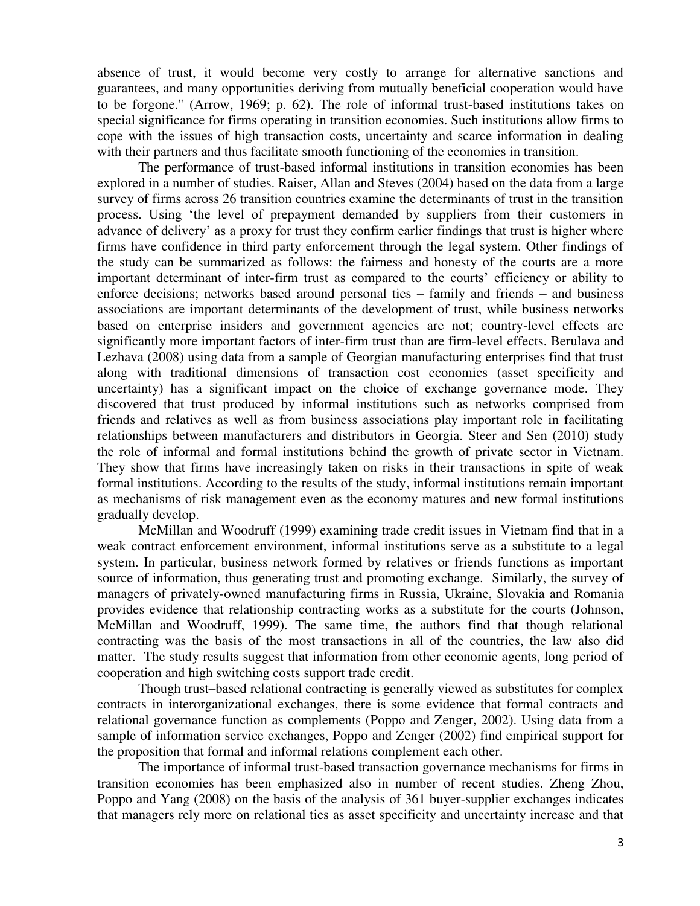absence of trust, it would become very costly to arrange for alternative sanctions and guarantees, and many opportunities deriving from mutually beneficial cooperation would have to be forgone." (Arrow, 1969; p. 62). The role of informal trust-based institutions takes on special significance for firms operating in transition economies. Such institutions allow firms to cope with the issues of high transaction costs, uncertainty and scarce information in dealing with their partners and thus facilitate smooth functioning of the economies in transition.

The performance of trust-based informal institutions in transition economies has been explored in a number of studies. Raiser, Allan and Steves (2004) based on the data from a large survey of firms across 26 transition countries examine the determinants of trust in the transition process. Using 'the level of prepayment demanded by suppliers from their customers in advance of delivery' as a proxy for trust they confirm earlier findings that trust is higher where firms have confidence in third party enforcement through the legal system. Other findings of the study can be summarized as follows: the fairness and honesty of the courts are a more important determinant of inter-firm trust as compared to the courts' efficiency or ability to enforce decisions; networks based around personal ties – family and friends – and business associations are important determinants of the development of trust, while business networks based on enterprise insiders and government agencies are not; country-level effects are significantly more important factors of inter-firm trust than are firm-level effects. Berulava and Lezhava (2008) using data from a sample of Georgian manufacturing enterprises find that trust along with traditional dimensions of transaction cost economics (asset specificity and uncertainty) has a significant impact on the choice of exchange governance mode. They discovered that trust produced by informal institutions such as networks comprised from friends and relatives as well as from business associations play important role in facilitating relationships between manufacturers and distributors in Georgia. Steer and Sen (2010) study the role of informal and formal institutions behind the growth of private sector in Vietnam. They show that firms have increasingly taken on risks in their transactions in spite of weak formal institutions. According to the results of the study, informal institutions remain important as mechanisms of risk management even as the economy matures and new formal institutions gradually develop.

McMillan and Woodruff (1999) examining trade credit issues in Vietnam find that in a weak contract enforcement environment, informal institutions serve as a substitute to a legal system. In particular, business network formed by relatives or friends functions as important source of information, thus generating trust and promoting exchange. Similarly, the survey of managers of privately-owned manufacturing firms in Russia, Ukraine, Slovakia and Romania provides evidence that relationship contracting works as a substitute for the courts (Johnson, McMillan and Woodruff, 1999). The same time, the authors find that though relational contracting was the basis of the most transactions in all of the countries, the law also did matter. The study results suggest that information from other economic agents, long period of cooperation and high switching costs support trade credit.

Though trust–based relational contracting is generally viewed as substitutes for complex contracts in interorganizational exchanges, there is some evidence that formal contracts and relational governance function as complements (Poppo and Zenger, 2002). Using data from a sample of information service exchanges, Poppo and Zenger (2002) find empirical support for the proposition that formal and informal relations complement each other.

The importance of informal trust-based transaction governance mechanisms for firms in transition economies has been emphasized also in number of recent studies. Zheng Zhou, Poppo and Yang (2008) on the basis of the analysis of 361 buyer-supplier exchanges indicates that managers rely more on relational ties as asset specificity and uncertainty increase and that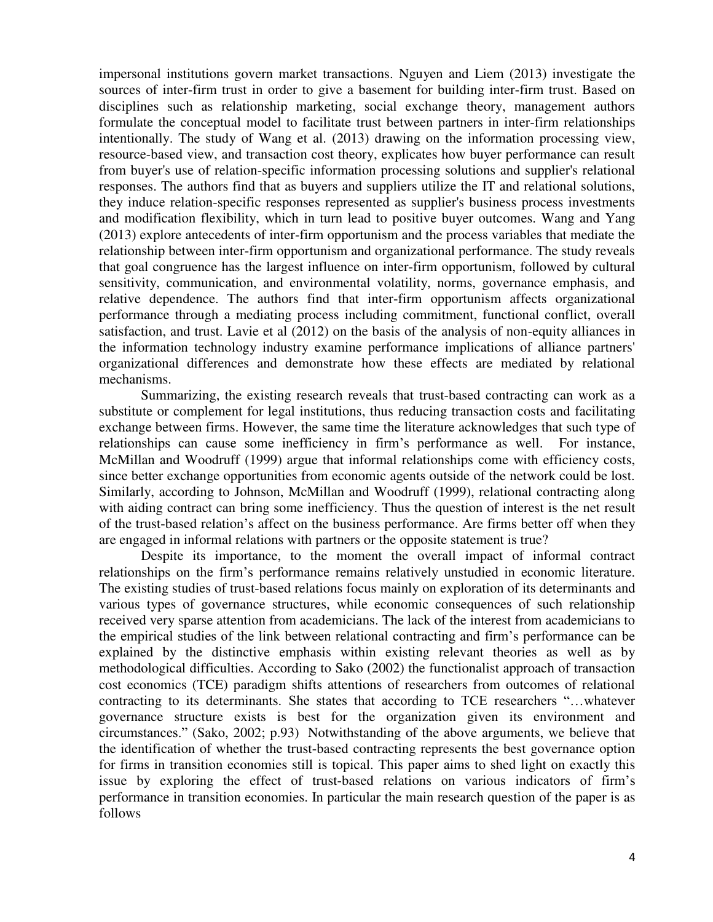impersonal institutions govern market transactions. Nguyen and Liem (2013) investigate the sources of inter-firm trust in order to give a basement for building inter-firm trust. Based on disciplines such as relationship marketing, social exchange theory, management authors formulate the conceptual model to facilitate trust between partners in inter-firm relationships intentionally. The study of Wang et al. (2013) drawing on the information processing view, resource-based view, and transaction cost theory, explicates how buyer performance can result from buyer's use of relation-specific information processing solutions and supplier's relational responses. The authors find that as buyers and suppliers utilize the IT and relational solutions, they induce relation-specific responses represented as supplier's business process investments and modification flexibility, which in turn lead to positive buyer outcomes. Wang and Yang (2013) explore antecedents of inter-firm opportunism and the process variables that mediate the relationship between inter-firm opportunism and organizational performance. The study reveals that goal congruence has the largest influence on inter-firm opportunism, followed by cultural sensitivity, communication, and environmental volatility, norms, governance emphasis, and relative dependence. The authors find that inter-firm opportunism affects organizational performance through a mediating process including commitment, functional conflict, overall satisfaction, and trust. Lavie et al (2012) on the basis of the analysis of non-equity alliances in the information technology industry examine performance implications of alliance partners' organizational differences and demonstrate how these effects are mediated by relational mechanisms.

Summarizing, the existing research reveals that trust-based contracting can work as a substitute or complement for legal institutions, thus reducing transaction costs and facilitating exchange between firms. However, the same time the literature acknowledges that such type of relationships can cause some inefficiency in firm's performance as well. For instance, McMillan and Woodruff (1999) argue that informal relationships come with efficiency costs, since better exchange opportunities from economic agents outside of the network could be lost. Similarly, according to Johnson, McMillan and Woodruff (1999), relational contracting along with aiding contract can bring some inefficiency. Thus the question of interest is the net result of the trust-based relation's affect on the business performance. Are firms better off when they are engaged in informal relations with partners or the opposite statement is true?

Despite its importance, to the moment the overall impact of informal contract relationships on the firm's performance remains relatively unstudied in economic literature. The existing studies of trust-based relations focus mainly on exploration of its determinants and various types of governance structures, while economic consequences of such relationship received very sparse attention from academicians. The lack of the interest from academicians to the empirical studies of the link between relational contracting and firm's performance can be explained by the distinctive emphasis within existing relevant theories as well as by methodological difficulties. According to Sako (2002) the functionalist approach of transaction cost economics (TCE) paradigm shifts attentions of researchers from outcomes of relational contracting to its determinants. She states that according to TCE researchers "…whatever governance structure exists is best for the organization given its environment and circumstances." (Sako, 2002; p.93) Notwithstanding of the above arguments, we believe that the identification of whether the trust-based contracting represents the best governance option for firms in transition economies still is topical. This paper aims to shed light on exactly this issue by exploring the effect of trust-based relations on various indicators of firm's performance in transition economies. In particular the main research question of the paper is as follows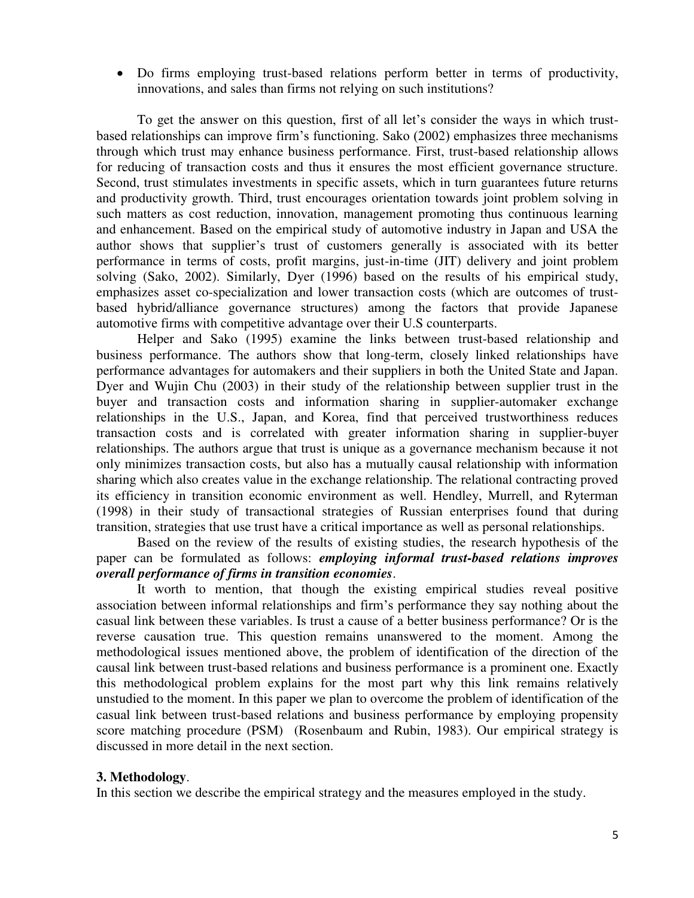- Do firms employing trust-based relations perform better in terms of productivity, innovations, and sales than firms not relying on such institutions?

To get the answer on this question, first of all let's consider the ways in which trust-based relationships can improve firm's functioning. Sako (2002) emphasizes three mechanisms through which trust may enhance business performance. First, trust-based relationship allows for reducing of transaction costs and thus it ensures the most efficient governance structure. Second, trust stimulates investments in specific assets, which in turn guarantees future returns and productivity growth. Third, trust encourages orientation towards joint problem solving in such matters as cost reduction, innovation, management promoting thus continuous learning and enhancement. Based on the empirical study of automotive industry in Japan and USA the author shows that supplier's trust of customers generally is associated with its better performance in terms of costs, profit margins, just-in-time (JIT) delivery and joint problem solving (Sako, 2002). Similarly, Dyer (1996) based on the results of his empirical study, emphasizes asset co-specialization and lower transaction costs (which are outcomes of trust-based hybrid/alliance governance structures) among the factors that provide Japanese automotive firms with competitive advantage over their U.S counterparts.

Helper and Sako (1995) examine the links between trust-based relationship and business performance. The authors show that long-term, closely linked relationships have performance advantages for automakers and their suppliers in both the United State and Japan. Dyer and Wujin Chu (2003) in their study of the relationship between supplier trust in the buyer and transaction costs and information sharing in supplier-automaker exchange relationships in the U.S., Japan, and Korea, find that perceived trustworthiness reduces transaction costs and is correlated with greater information sharing in supplier-buyer relationships. The authors argue that trust is unique as a governance mechanism because it not only minimizes transaction costs, but also has a mutually causal relationship with information sharing which also creates value in the exchange relationship. The relational contracting proved its efficiency in transition economic environment as well. Hendley, Murrell, and Ryterman (1998) in their study of transactional strategies of Russian enterprises found that during transition, strategies that use trust have a critical importance as well as personal relationships.

Based on the review of the results of existing studies, the research hypothesis of the paper can be formulated as follows: ***employing informal trust-based relations improves overall performance of firms in transition economies***.

It worth to mention, that though the existing empirical studies reveal positive association between informal relationships and firm's performance they say nothing about the casual link between these variables. Is trust a cause of a better business performance? Or is the reverse causation true. This question remains unanswered to the moment. Among the methodological issues mentioned above, the problem of identification of the direction of the causal link between trust-based relations and business performance is a prominent one. Exactly this methodological problem explains for the most part why this link remains relatively unstudied to the moment. In this paper we plan to overcome the problem of identification of the casual link between trust-based relations and business performance by employing propensity score matching procedure (PSM) (Rosenbaum and Rubin, 1983). Our empirical strategy is discussed in more detail in the next section.

## 3. Methodology.

In this section we describe the empirical strategy and the measures employed in the study.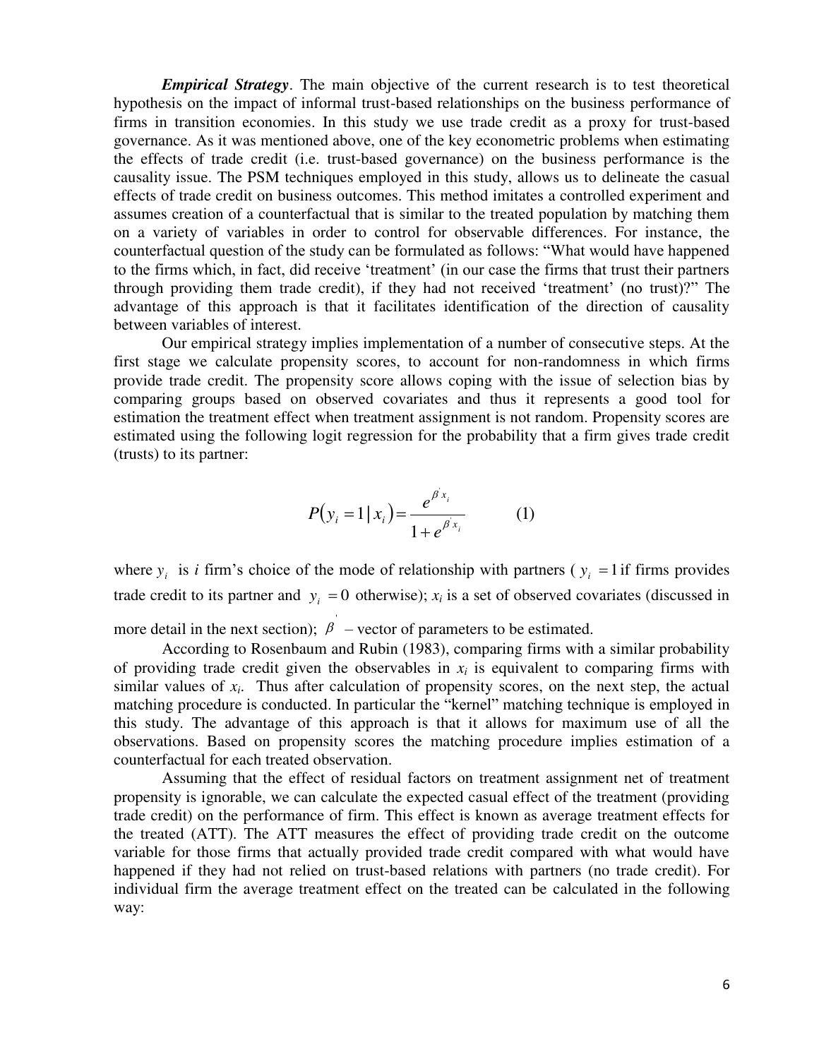***Empirical Strategy***. The main objective of the current research is to test theoretical hypothesis on the impact of informal trust-based relationships on the business performance of firms in transition economies. In this study we use trade credit as a proxy for trust-based governance. As it was mentioned above, one of the key econometric problems when estimating the effects of trade credit (i.e. trust-based governance) on the business performance is the causality issue. The PSM techniques employed in this study, allows us to delineate the casual effects of trade credit on business outcomes. This method imitates a controlled experiment and assumes creation of a counterfactual that is similar to the treated population by matching them on a variety of variables in order to control for observable differences. For instance, the counterfactual question of the study can be formulated as follows: "What would have happened to the firms which, in fact, did receive 'treatment' (in our case the firms that trust their partners through providing them trade credit), if they had not received 'treatment' (no trust)?" The advantage of this approach is that it facilitates identification of the direction of causality between variables of interest.

Our empirical strategy implies implementation of a number of consecutive steps. At the first stage we calculate propensity scores, to account for non-randomness in which firms provide trade credit. The propensity score allows coping with the issue of selection bias by comparing groups based on observed covariates and thus it represents a good tool for estimation the treatment effect when treatment assignment is not random. Propensity scores are estimated using the following logit regression for the probability that a firm gives trade credit (trusts) to its partner:

$$P(y_i = 1 | x_i) = \frac{e^{\beta' x_i}}{1 + e^{\beta' x_i}} \qquad (1)$$

where $y_i$ is $i$ firm's choice of the mode of relationship with partners ( $y_i = 1$ if firms provides trade credit to its partner and $y_i = 0$ otherwise); $x_i$ is a set of observed covariates (discussed in more detail in the next section); $\beta'$ – vector of parameters to be estimated.

According to Rosenbaum and Rubin (1983), comparing firms with a similar probability of providing trade credit given the observables in $x_i$ is equivalent to comparing firms with similar values of $x_i$. Thus after calculation of propensity scores, on the next step, the actual matching procedure is conducted. In particular the "kernel" matching technique is employed in this study. The advantage of this approach is that it allows for maximum use of all the observations. Based on propensity scores the matching procedure implies estimation of a counterfactual for each treated observation.

Assuming that the effect of residual factors on treatment assignment net of treatment propensity is ignorable, we can calculate the expected casual effect of the treatment (providing trade credit) on the performance of firm. This effect is known as average treatment effects for the treated (ATT). The ATT measures the effect of providing trade credit on the outcome variable for those firms that actually provided trade credit compared with what would have happened if they had not relied on trust-based relations with partners (no trade credit). For individual firm the average treatment effect on the treated can be calculated in the following way: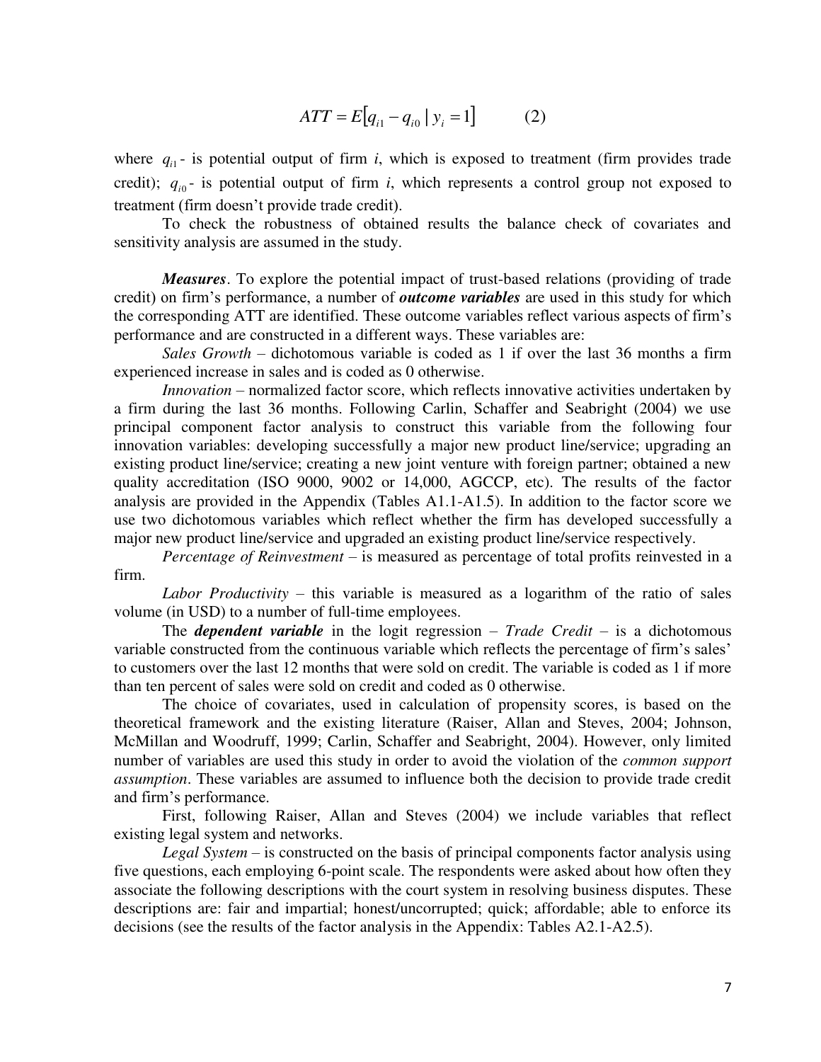$$ATT = E[q_{i1} - q_{i0} \mid y_i = 1] \qquad (2)$$

where $q_{i1}$ - is potential output of firm *i*, which is exposed to treatment (firm provides trade credit); $q_{i0}$ - is potential output of firm *i*, which represents a control group not exposed to treatment (firm doesn't provide trade credit).

To check the robustness of obtained results the balance check of covariates and sensitivity analysis are assumed in the study.

***Measures***. To explore the potential impact of trust-based relations (providing of trade credit) on firm's performance, a number of ***outcome variables*** are used in this study for which the corresponding ATT are identified. These outcome variables reflect various aspects of firm's performance and are constructed in a different ways. These variables are:

*Sales Growth* – dichotomous variable is coded as 1 if over the last 36 months a firm experienced increase in sales and is coded as 0 otherwise.

*Innovation* – normalized factor score, which reflects innovative activities undertaken by a firm during the last 36 months. Following Carlin, Schaffer and Seabright (2004) we use principal component factor analysis to construct this variable from the following four innovation variables: developing successfully a major new product line/service; upgrading an existing product line/service; creating a new joint venture with foreign partner; obtained a new quality accreditation (ISO 9000, 9002 or 14,000, AGCCP, etc). The results of the factor analysis are provided in the Appendix (Tables A1.1-A1.5). In addition to the factor score we use two dichotomous variables which reflect whether the firm has developed successfully a major new product line/service and upgraded an existing product line/service respectively.

*Percentage of Reinvestment* – is measured as percentage of total profits reinvested in a firm.

*Labor Productivity* – this variable is measured as a logarithm of the ratio of sales volume (in USD) to a number of full-time employees.

The ***dependent variable*** in the logit regression – *Trade Credit* – is a dichotomous variable constructed from the continuous variable which reflects the percentage of firm's sales' to customers over the last 12 months that were sold on credit. The variable is coded as 1 if more than ten percent of sales were sold on credit and coded as 0 otherwise.

The choice of covariates, used in calculation of propensity scores, is based on the theoretical framework and the existing literature (Raiser, Allan and Steves, 2004; Johnson, McMillan and Woodruff, 1999; Carlin, Schaffer and Seabright, 2004). However, only limited number of variables are used this study in order to avoid the violation of the *common support assumption*. These variables are assumed to influence both the decision to provide trade credit and firm's performance.

First, following Raiser, Allan and Steves (2004) we include variables that reflect existing legal system and networks.

*Legal System* – is constructed on the basis of principal components factor analysis using five questions, each employing 6-point scale. The respondents were asked about how often they associate the following descriptions with the court system in resolving business disputes. These descriptions are: fair and impartial; honest/uncorrupted; quick; affordable; able to enforce its decisions (see the results of the factor analysis in the Appendix: Tables A2.1-A2.5).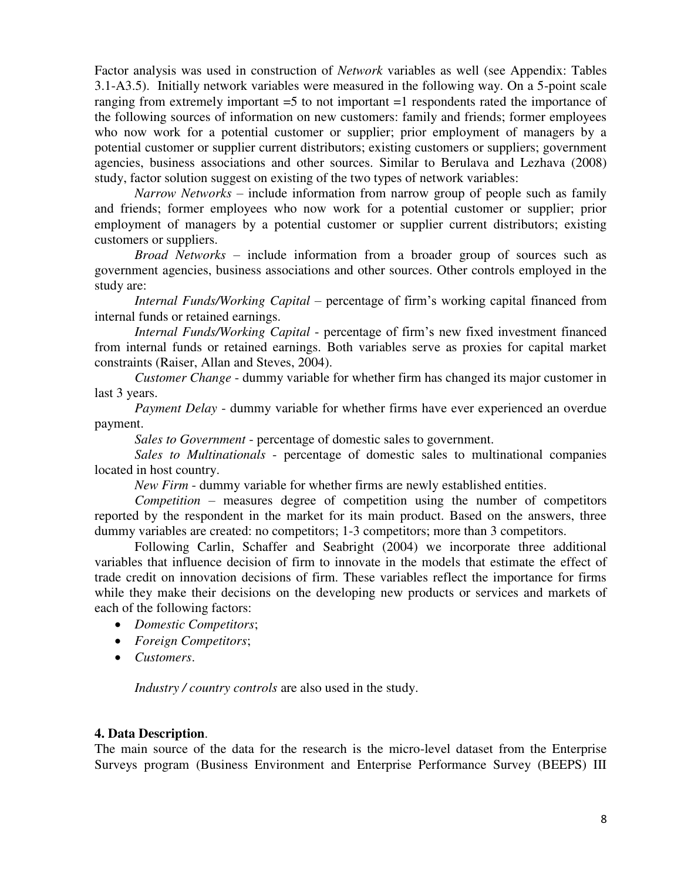Factor analysis was used in construction of *Network* variables as well (see Appendix: Tables 3.1-A3.5). Initially network variables were measured in the following way. On a 5-point scale ranging from extremely important =5 to not important =1 respondents rated the importance of the following sources of information on new customers: family and friends; former employees who now work for a potential customer or supplier; prior employment of managers by a potential customer or supplier current distributors; existing customers or suppliers; government agencies, business associations and other sources. Similar to Berulava and Lezhava (2008) study, factor solution suggest on existing of the two types of network variables:

*Narrow Networks* – include information from narrow group of people such as family and friends; former employees who now work for a potential customer or supplier; prior employment of managers by a potential customer or supplier current distributors; existing customers or suppliers.

*Broad Networks* – include information from a broader group of sources such as government agencies, business associations and other sources. Other controls employed in the study are:

*Internal Funds/Working Capital* – percentage of firm's working capital financed from internal funds or retained earnings.

*Internal Funds/Working Capital* - percentage of firm's new fixed investment financed from internal funds or retained earnings. Both variables serve as proxies for capital market constraints (Raiser, Allan and Steves, 2004).

*Customer Change* - dummy variable for whether firm has changed its major customer in last 3 years.

*Payment Delay* - dummy variable for whether firms have ever experienced an overdue payment.

*Sales to Government* - percentage of domestic sales to government.

*Sales to Multinationals* - percentage of domestic sales to multinational companies located in host country.

*New Firm* - dummy variable for whether firms are newly established entities.

*Competition* – measures degree of competition using the number of competitors reported by the respondent in the market for its main product. Based on the answers, three dummy variables are created: no competitors; 1-3 competitors; more than 3 competitors.

Following Carlin, Schaffer and Seabright (2004) we incorporate three additional variables that influence decision of firm to innovate in the models that estimate the effect of trade credit on innovation decisions of firm. These variables reflect the importance for firms while they make their decisions on the developing new products or services and markets of each of the following factors:

- *Domestic Competitors*;
- *Foreign Competitors*;
- *Customers*.

*Industry / country controls* are also used in the study.

## 4. Data Description.

The main source of the data for the research is the micro-level dataset from the Enterprise Surveys program (Business Environment and Enterprise Performance Survey (BEEPS) III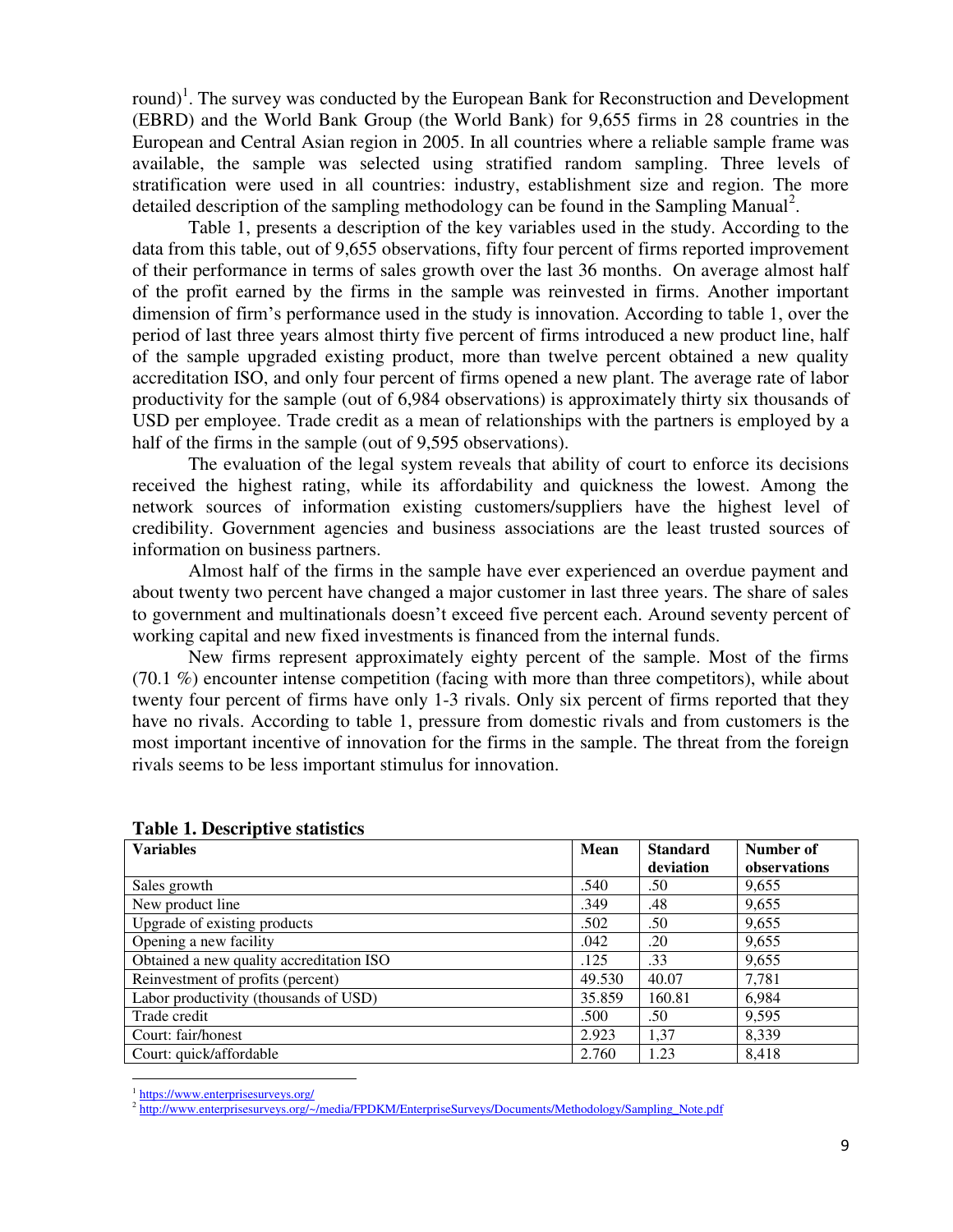round)[1]. The survey was conducted by the European Bank for Reconstruction and Development (EBRD) and the World Bank Group (the World Bank) for 9,655 firms in 28 countries in the European and Central Asian region in 2005. In all countries where a reliable sample frame was available, the sample was selected using stratified random sampling. Three levels of stratification were used in all countries: industry, establishment size and region. The more detailed description of the sampling methodology can be found in the Sampling Manual[2].

Table 1, presents a description of the key variables used in the study. According to the data from this table, out of 9,655 observations, fifty four percent of firms reported improvement of their performance in terms of sales growth over the last 36 months. On average almost half of the profit earned by the firms in the sample was reinvested in firms. Another important dimension of firm's performance used in the study is innovation. According to table 1, over the period of last three years almost thirty five percent of firms introduced a new product line, half of the sample upgraded existing product, more than twelve percent obtained a new quality accreditation ISO, and only four percent of firms opened a new plant. The average rate of labor productivity for the sample (out of 6,984 observations) is approximately thirty six thousands of USD per employee. Trade credit as a mean of relationships with the partners is employed by a half of the firms in the sample (out of 9,595 observations).

The evaluation of the legal system reveals that ability of court to enforce its decisions received the highest rating, while its affordability and quickness the lowest. Among the network sources of information existing customers/suppliers have the highest level of credibility. Government agencies and business associations are the least trusted sources of information on business partners.

Almost half of the firms in the sample have ever experienced an overdue payment and about twenty two percent have changed a major customer in last three years. The share of sales to government and multinationals doesn't exceed five percent each. Around seventy percent of working capital and new fixed investments is financed from the internal funds.

New firms represent approximately eighty percent of the sample. Most of the firms (70.1 %) encounter intense competition (facing with more than three competitors), while about twenty four percent of firms have only 1-3 rivals. Only six percent of firms reported that they have no rivals. According to table 1, pressure from domestic rivals and from customers is the most important incentive of innovation for the firms in the sample. The threat from the foreign rivals seems to be less important stimulus for innovation.

**Table 1. Descriptive statistics**

| Variables | Mean | Standard deviation | Number of observations |
|---|---|---|---|
| Sales growth | .540 | .50 | 9,655 |
| New product line | .349 | .48 | 9,655 |
| Upgrade of existing products | .502 | .50 | 9,655 |
| Opening a new facility | .042 | .20 | 9,655 |
| Obtained a new quality accreditation ISO | .125 | .33 | 9,655 |
| Reinvestment of profits (percent) | 49.530 | 40.07 | 7,781 |
| Labor productivity (thousands of USD) | 35.859 | 160.81 | 6,984 |
| Trade credit | .500 | .50 | 9,595 |
| Court: fair/honest | 2.923 | 1,37 | 8,339 |
| Court: quick/affordable | 2.760 | 1.23 | 8,418 |

[1] https://www.enterprisesurveys.org/

[2] http://www.enterprisesurveys.org/~/media/FPDKM/EnterpriseSurveys/Documents/Methodology/Sampling_Note.pdf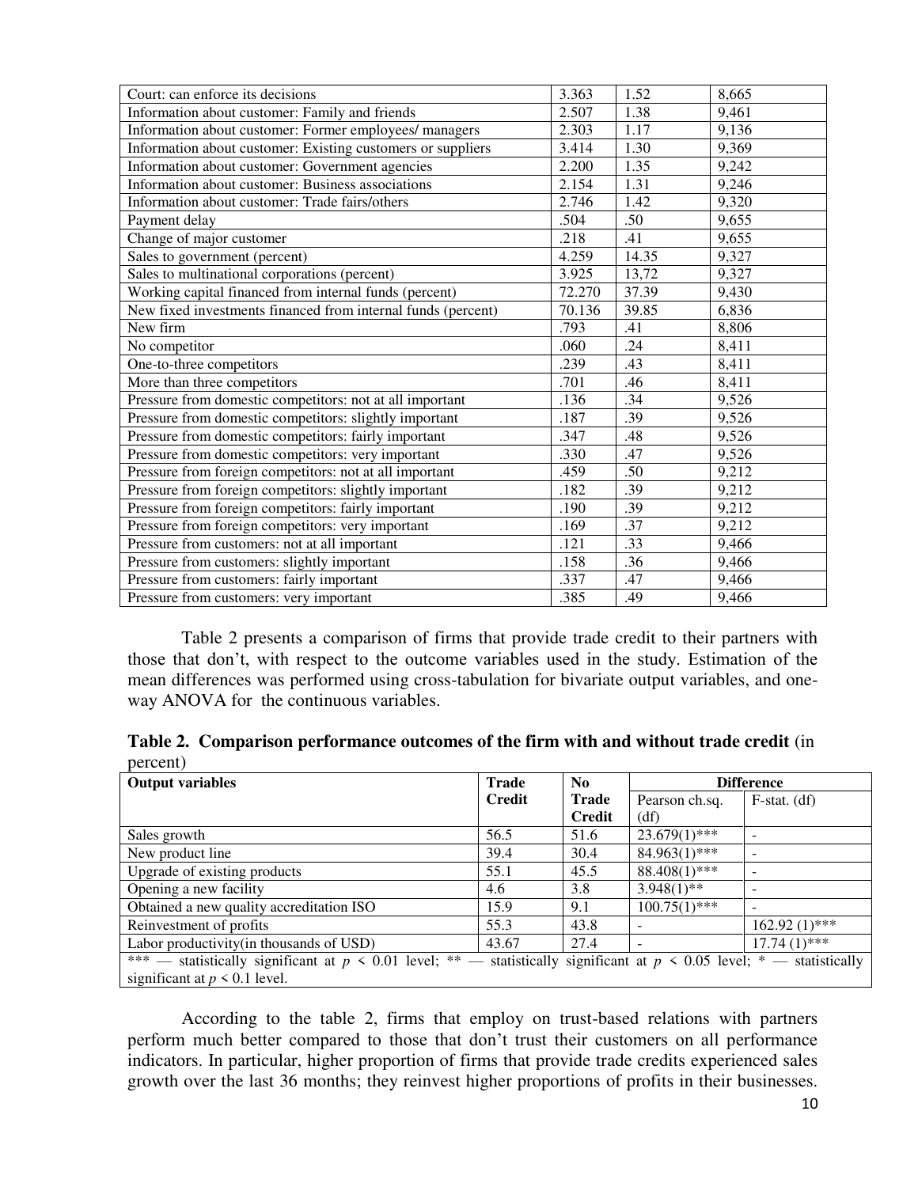| | | | |
|---|---|---|---|
| Court: can enforce its decisions | 3.363 | 1.52 | 8,665 |
| Information about customer: Family and friends | 2.507 | 1.38 | 9,461 |
| Information about customer: Former employees/ managers | 2.303 | 1.17 | 9,136 |
| Information about customer: Existing customers or suppliers | 3.414 | 1.30 | 9,369 |
| Information about customer: Government agencies | 2.200 | 1.35 | 9,242 |
| Information about customer: Business associations | 2.154 | 1.31 | 9,246 |
| Information about customer: Trade fairs/others | 2.746 | 1.42 | 9,320 |
| Payment delay | .504 | .50 | 9,655 |
| Change of major customer | .218 | .41 | 9,655 |
| Sales to government (percent) | 4.259 | 14.35 | 9,327 |
| Sales to multinational corporations (percent) | 3.925 | 13,72 | 9,327 |
| Working capital financed from internal funds (percent) | 72.270 | 37.39 | 9,430 |
| New fixed investments financed from internal funds (percent) | 70.136 | 39.85 | 6,836 |
| New firm | .793 | .41 | 8,806 |
| No competitor | .060 | .24 | 8,411 |
| One-to-three competitors | .239 | .43 | 8,411 |
| More than three competitors | .701 | .46 | 8,411 |
| Pressure from domestic competitors: not at all important | .136 | .34 | 9,526 |
| Pressure from domestic competitors: slightly important | .187 | .39 | 9,526 |
| Pressure from domestic competitors: fairly important | .347 | .48 | 9,526 |
| Pressure from domestic competitors: very important | .330 | .47 | 9,526 |
| Pressure from foreign competitors: not at all important | .459 | .50 | 9,212 |
| Pressure from foreign competitors: slightly important | .182 | .39 | 9,212 |
| Pressure from foreign competitors: fairly important | .190 | .39 | 9,212 |
| Pressure from foreign competitors: very important | .169 | .37 | 9,212 |
| Pressure from customers: not at all important | .121 | .33 | 9,466 |
| Pressure from customers: slightly important | .158 | .36 | 9,466 |
| Pressure from customers: fairly important | .337 | .47 | 9,466 |
| Pressure from customers: very important | .385 | .49 | 9,466 |

Table 2 presents a comparison of firms that provide trade credit to their partners with those that don't, with respect to the outcome variables used in the study. Estimation of the mean differences was performed using cross-tabulation for bivariate output variables, and one-way ANOVA for the continuous variables.

**Table 2. Comparison performance outcomes of the firm with and without trade credit** (in percent)

| Output variables | Trade Credit | No Trade Credit | Difference | |
|---|---|---|---|---|
| | | | Pearson ch.sq. (df) | F-stat. (df) |
| Sales growth | 56.5 | 51.6 | 23.679(1)*** | - |
| New product line | 39.4 | 30.4 | 84.963(1)*** | - |
| Upgrade of existing products | 55.1 | 45.5 | 88.408(1)*** | - |
| Opening a new facility | 4.6 | 3.8 | 3.948(1)** | - |
| Obtained a new quality accreditation ISO | 15.9 | 9.1 | 100.75(1)*** | - |
| Reinvestment of profits | 55.3 | 43.8 | - | 162.92 (1)*** |
| Labor productivity(in thousands of USD) | 43.67 | 27.4 | - | 17.74 (1)*** |

*** — statistically significant at $p < 0.01$ level; ** — statistically significant at $p < 0.05$ level; * — statistically significant at $p < 0.1$ level.

According to the table 2, firms that employ on trust-based relations with partners perform much better compared to those that don't trust their customers on all performance indicators. In particular, higher proportion of firms that provide trade credits experienced sales growth over the last 36 months; they reinvest higher proportions of profits in their businesses.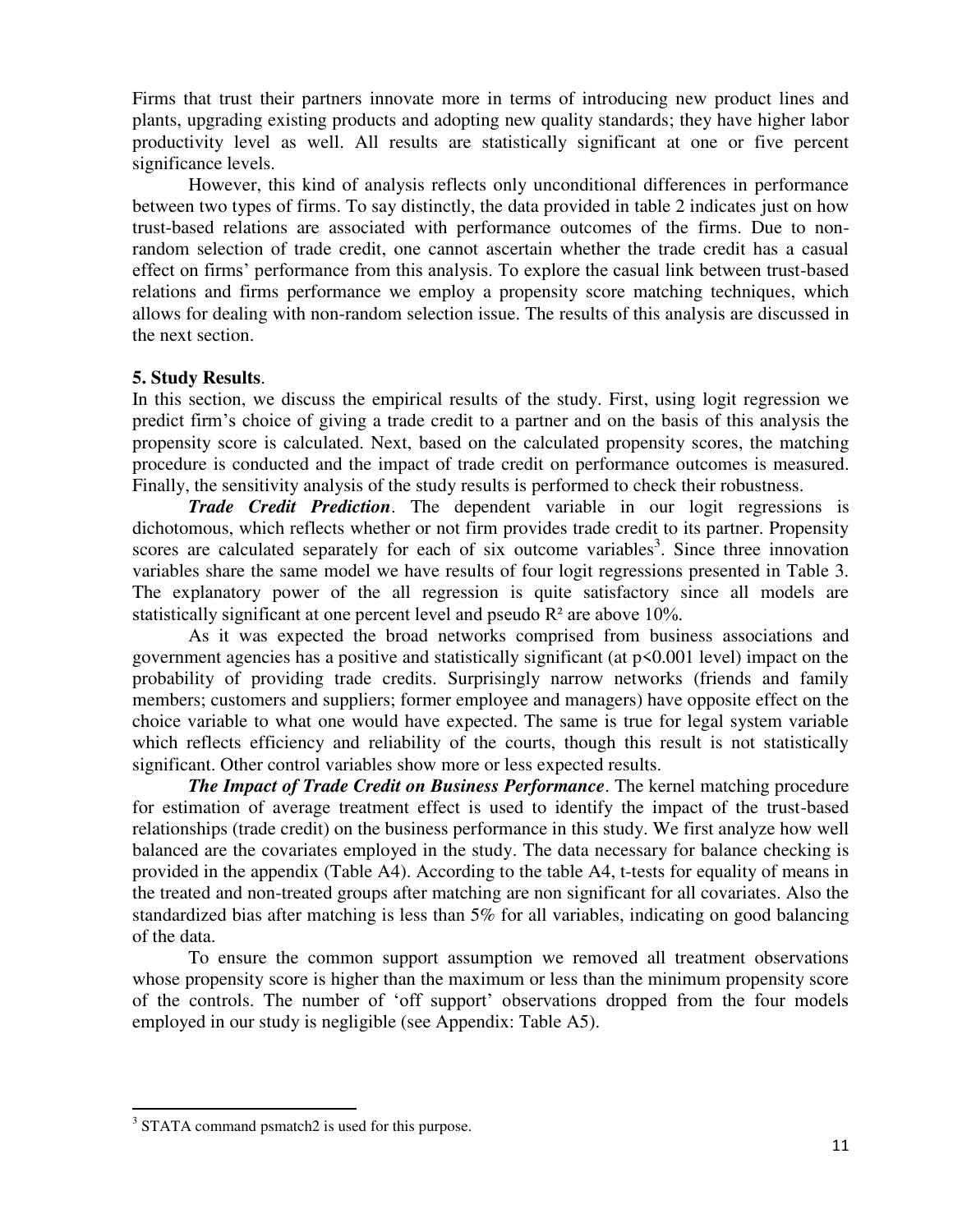Firms that trust their partners innovate more in terms of introducing new product lines and plants, upgrading existing products and adopting new quality standards; they have higher labor productivity level as well. All results are statistically significant at one or five percent significance levels.

However, this kind of analysis reflects only unconditional differences in performance between two types of firms. To say distinctly, the data provided in table 2 indicates just on how trust-based relations are associated with performance outcomes of the firms. Due to non-random selection of trade credit, one cannot ascertain whether the trade credit has a casual effect on firms' performance from this analysis. To explore the casual link between trust-based relations and firms performance we employ a propensity score matching techniques, which allows for dealing with non-random selection issue. The results of this analysis are discussed in the next section.

**5. Study Results**.

In this section, we discuss the empirical results of the study. First, using logit regression we predict firm's choice of giving a trade credit to a partner and on the basis of this analysis the propensity score is calculated. Next, based on the calculated propensity scores, the matching procedure is conducted and the impact of trade credit on performance outcomes is measured. Finally, the sensitivity analysis of the study results is performed to check their robustness.

***Trade Credit Prediction***. The dependent variable in our logit regressions is dichotomous, which reflects whether or not firm provides trade credit to its partner. Propensity scores are calculated separately for each of six outcome variables[3]. Since three innovation variables share the same model we have results of four logit regressions presented in Table 3. The explanatory power of the all regression is quite satisfactory since all models are statistically significant at one percent level and pseudo $R^2$ are above 10%.

As it was expected the broad networks comprised from business associations and government agencies has a positive and statistically significant (at $p<0.001$ level) impact on the probability of providing trade credits. Surprisingly narrow networks (friends and family members; customers and suppliers; former employee and managers) have opposite effect on the choice variable to what one would have expected. The same is true for legal system variable which reflects efficiency and reliability of the courts, though this result is not statistically significant. Other control variables show more or less expected results.

***The Impact of Trade Credit on Business Performance***. The kernel matching procedure for estimation of average treatment effect is used to identify the impact of the trust-based relationships (trade credit) on the business performance in this study. We first analyze how well balanced are the covariates employed in the study. The data necessary for balance checking is provided in the appendix (Table A4). According to the table A4, t-tests for equality of means in the treated and non-treated groups after matching are non significant for all covariates. Also the standardized bias after matching is less than 5% for all variables, indicating on good balancing of the data.

To ensure the common support assumption we removed all treatment observations whose propensity score is higher than the maximum or less than the minimum propensity score of the controls. The number of 'off support' observations dropped from the four models employed in our study is negligible (see Appendix: Table A5).

[3] STATA command psmatch2 is used for this purpose.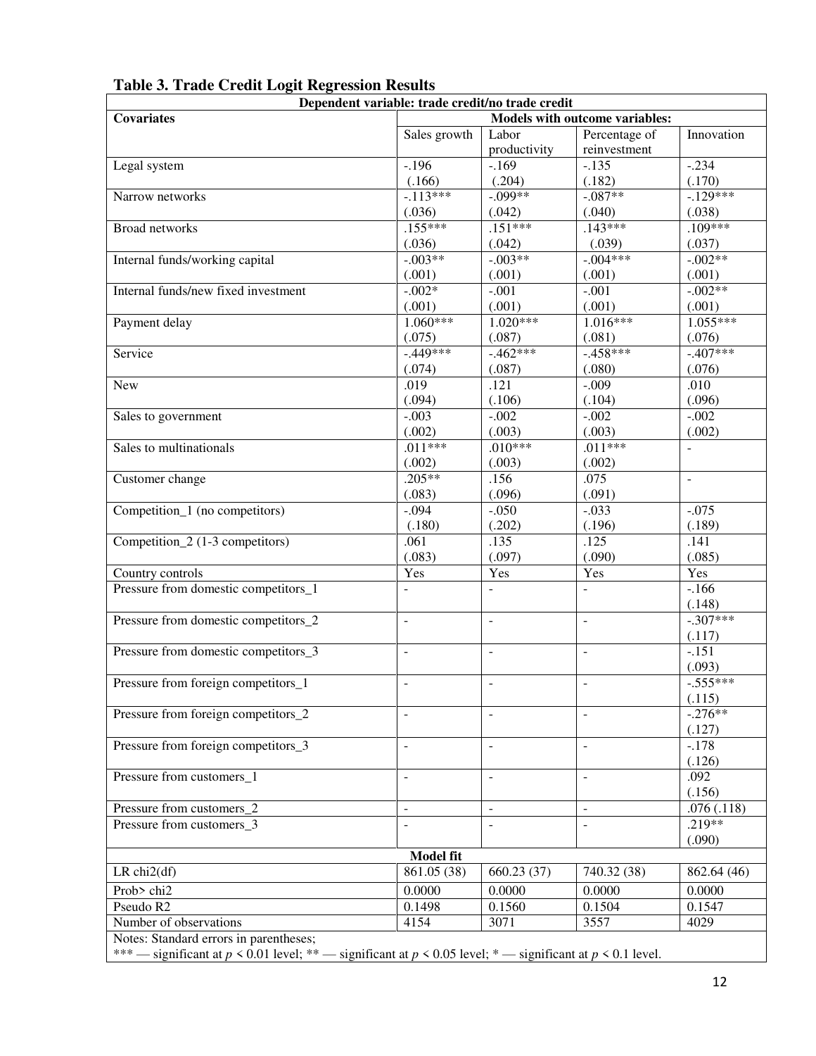**Table 3. Trade Credit Logit Regression Results**

| Dependent variable: trade credit/no trade credit | | | | |
|---|---|---|---|---|
| **Covariates** | **Models with outcome variables:** | | | |
| | Sales growth | Labor productivity | Percentage of reinvestment | Innovation |
| Legal system | -.196 (.166) | -.169 (.204) | -.135 (.182) | -.234 (.170) |
| Narrow networks | -.113*** (.036) | -.099** (.042) | -.087** (.040) | -.129*** (.038) |
| Broad networks | .155*** (.036) | .151*** (.042) | .143*** (.039) | .109*** (.037) |
| Internal funds/working capital | -.003** (.001) | -.003** (.001) | -.004*** (.001) | -.002** (.001) |
| Internal funds/new fixed investment | -.002* (.001) | -.001 (.001) | -.001 (.001) | -.002** (.001) |
| Payment delay | 1.060*** (.075) | 1.020*** (.087) | 1.016*** (.081) | 1.055*** (.076) |
| Service | -.449*** (.074) | -.462*** (.087) | -.458*** (.080) | -.407*** (.076) |
| New | .019 (.094) | .121 (.106) | -.009 (.104) | .010 (.096) |
| Sales to government | -.003 (.002) | -.002 (.003) | -.002 (.003) | -.002 (.002) |
| Sales to multinationals | .011*** (.002) | .010*** (.003) | .011*** (.002) | - |
| Customer change | .205** (.083) | .156 (.096) | .075 (.091) | - |
| Competition_1 (no competitors) | -.094 (.180) | -.050 (.202) | -.033 (.196) | -.075 (.189) |
| Competition_2 (1-3 competitors) | .061 (.083) | .135 (.097) | .125 (.090) | .141 (.085) |
| Country controls | Yes | Yes | Yes | Yes |
| Pressure from domestic competitors_1 | - | - | - | -.166 (.148) |
| Pressure from domestic competitors_2 | - | - | - | -.307*** (.117) |
| Pressure from domestic competitors_3 | - | - | - | -.151 (.093) |
| Pressure from foreign competitors_1 | - | - | - | -.555*** (.115) |
| Pressure from foreign competitors_2 | - | - | - | -.276** (.127) |
| Pressure from foreign competitors_3 | - | - | - | -.178 (.126) |
| Pressure from customers_1 | - | - | - | .092 (.156) |
| Pressure from customers_2 | - | - | - | .076 (.118) |
| Pressure from customers_3 | - | - | - | .219** (.090) |
| **Model fit** | | | | |
| LR chi2(df) | 861.05 (38) | 660.23 (37) | 740.32 (38) | 862.64 (46) |
| Prob> chi2 | 0.0000 | 0.0000 | 0.0000 | 0.0000 |
| Pseudo R2 | 0.1498 | 0.1560 | 0.1504 | 0.1547 |
| Number of observations | 4154 | 3071 | 3557 | 4029 |

Notes: Standard errors in parentheses;
*** — significant at $p < 0.01$ level; ** — significant at $p < 0.05$ level; * — significant at $p < 0.1$ level.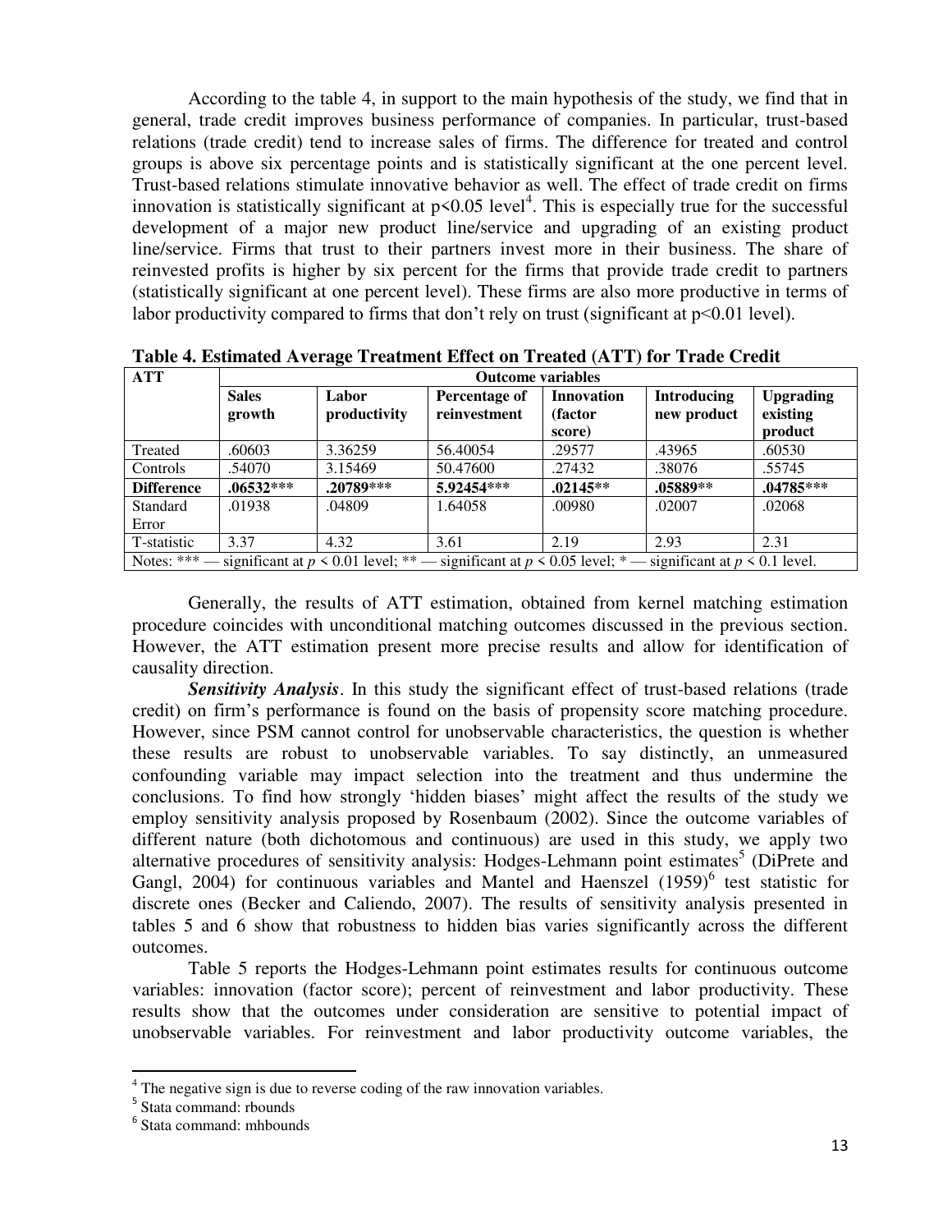According to the table 4, in support to the main hypothesis of the study, we find that in general, trade credit improves business performance of companies. In particular, trust-based relations (trade credit) tend to increase sales of firms. The difference for treated and control groups is above six percentage points and is statistically significant at the one percent level. Trust-based relations stimulate innovative behavior as well. The effect of trade credit on firms innovation is statistically significant at $p<0.05$ level[4]. This is especially true for the successful development of a major new product line/service and upgrading of an existing product line/service. Firms that trust to their partners invest more in their business. The share of reinvested profits is higher by six percent for the firms that provide trade credit to partners (statistically significant at one percent level). These firms are also more productive in terms of labor productivity compared to firms that don't rely on trust (significant at $p<0.01$ level).

**Table 4. Estimated Average Treatment Effect on Treated (ATT) for Trade Credit**

| ATT | Outcome variables | | | | | |
|---|---|---|---|---|---|---|
| | **Sales growth** | **Labor productivity** | **Percentage of reinvestment** | **Innovation (factor score)** | **Introducing new product** | **Upgrading existing product** |
| Treated | .60603 | 3.36259 | 56.40054 | .29577 | .43965 | .60530 |
| Controls | .54070 | 3.15469 | 50.47600 | .27432 | .38076 | .55745 |
| **Difference** | **.06532\*\*\*** | **.20789\*\*\*** | **5.92454\*\*\*** | **.02145\*\*** | **.05889\*\*** | **.04785\*\*\*** |
| Standard Error | .01938 | .04809 | 1.64058 | .00980 | .02007 | .02068 |
| T-statistic | 3.37 | 4.32 | 3.61 | 2.19 | 2.93 | 2.31 |

Notes: *** — significant at $p < 0.01$ level; ** — significant at $p < 0.05$ level; * — significant at $p < 0.1$ level.

Generally, the results of ATT estimation, obtained from kernel matching estimation procedure coincides with unconditional matching outcomes discussed in the previous section. However, the ATT estimation present more precise results and allow for identification of causality direction.

***Sensitivity Analysis***. In this study the significant effect of trust-based relations (trade credit) on firm's performance is found on the basis of propensity score matching procedure. However, since PSM cannot control for unobservable characteristics, the question is whether these results are robust to unobservable variables. To say distinctly, an unmeasured confounding variable may impact selection into the treatment and thus undermine the conclusions. To find how strongly 'hidden biases' might affect the results of the study we employ sensitivity analysis proposed by Rosenbaum (2002). Since the outcome variables of different nature (both dichotomous and continuous) are used in this study, we apply two alternative procedures of sensitivity analysis: Hodges-Lehmann point estimates[5] (DiPrete and Gangl, 2004) for continuous variables and Mantel and Haenszel (1959)[6] test statistic for discrete ones (Becker and Caliendo, 2007). The results of sensitivity analysis presented in tables 5 and 6 show that robustness to hidden bias varies significantly across the different outcomes.

Table 5 reports the Hodges-Lehmann point estimates results for continuous outcome variables: innovation (factor score); percent of reinvestment and labor productivity. These results show that the outcomes under consideration are sensitive to potential impact of unobservable variables. For reinvestment and labor productivity outcome variables, the

[4] The negative sign is due to reverse coding of the raw innovation variables.

[5] Stata command: rbounds

[6] Stata command: mhbounds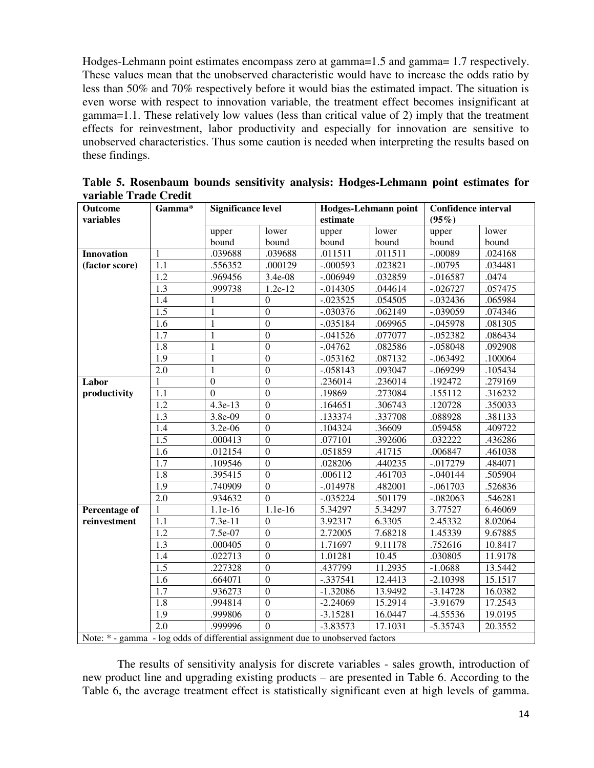Hodges-Lehmann point estimates encompass zero at gamma=1.5 and gamma= 1.7 respectively. These values mean that the unobserved characteristic would have to increase the odds ratio by less than 50% and 70% respectively before it would bias the estimated impact. The situation is even worse with respect to innovation variable, the treatment effect becomes insignificant at gamma=1.1. These relatively low values (less than critical value of 2) imply that the treatment effects for reinvestment, labor productivity and especially for innovation are sensitive to unobserved characteristics. Thus some caution is needed when interpreting the results based on these findings.

**Table 5. Rosenbaum bounds sensitivity analysis: Hodges-Lehmann point estimates for variable Trade Credit**

| Outcome variables | Gamma* | Significance level | | Hodges-Lehmann point estimate | | Confidence interval (95%) | |
|---|---|---|---|---|---|---|---|
| | | upper bound | lower bound | upper bound | lower bound | upper bound | lower bound |
| **Innovation (factor score)** | 1 | .039688 | .039688 | .011511 | .011511 | -.00089 | .024168 |
| | 1.1 | .556352 | .000129 | -.000593 | .023821 | -.00795 | .034481 |
| | 1.2 | .969456 | 3.4e-08 | -.006949 | .032859 | -.016587 | .0474 |
| | 1.3 | .999738 | 1.2e-12 | -.014305 | .044614 | -.026727 | .057475 |
| | 1.4 | 1 | 0 | -.023525 | .054505 | -.032436 | .065984 |
| | 1.5 | 1 | 0 | -.030376 | .062149 | -.039059 | .074346 |
| | 1.6 | 1 | 0 | -.035184 | .069965 | -.045978 | .081305 |
| | 1.7 | 1 | 0 | -.041526 | .077077 | -.052382 | .086434 |
| | 1.8 | 1 | 0 | -.04762 | .082586 | -.058048 | .092908 |
| | 1.9 | 1 | 0 | -.053162 | .087132 | -.063492 | .100064 |
| | 2.0 | 1 | 0 | -.058143 | .093047 | -.069299 | .105434 |
| **Labor productivity** | 1 | 0 | 0 | .236014 | .236014 | .192472 | .279169 |
| | 1.1 | 0 | 0 | .19869 | .273084 | .155112 | .316232 |
| | 1.2 | 4.3e-13 | 0 | .164651 | .306743 | .120728 | .350033 |
| | 1.3 | 3.8e-09 | 0 | .133374 | .337708 | .088928 | .381133 |
| | 1.4 | 3.2e-06 | 0 | .104324 | .36609 | .059458 | .409722 |
| | 1.5 | .000413 | 0 | .077101 | .392606 | .032222 | .436286 |
| | 1.6 | .012154 | 0 | .051859 | .41715 | .006847 | .461038 |
| | 1.7 | .109546 | 0 | .028206 | .440235 | -.017279 | .484071 |
| | 1.8 | .395415 | 0 | .006112 | .461703 | -.040144 | .505904 |
| | 1.9 | .740909 | 0 | -.014978 | .482001 | -.061703 | .526836 |
| | 2.0 | .934632 | 0 | -.035224 | .501179 | -.082063 | .546281 |
| **Percentage of reinvestment** | 1 | 1.1e-16 | 1.1e-16 | 5.34297 | 5.34297 | 3.77527 | 6.46069 |
| | 1.1 | 7.3e-11 | 0 | 3.92317 | 6.3305 | 2.45332 | 8.02064 |
| | 1.2 | 7.5e-07 | 0 | 2.72005 | 7.68218 | 1.45339 | 9.67885 |
| | 1.3 | .000405 | 0 | 1.71697 | 9.11178 | .752616 | 10.8417 |
| | 1.4 | .022713 | 0 | 1.01281 | 10.45 | .030805 | 11.9178 |
| | 1.5 | .227328 | 0 | .437799 | 11.2935 | -1.0688 | 13.5442 |
| | 1.6 | .664071 | 0 | -.337541 | 12.4413 | -2.10398 | 15.1517 |
| | 1.7 | .936273 | 0 | -1.32086 | 13.9492 | -3.14728 | 16.0382 |
| | 1.8 | .994814 | 0 | -2.24069 | 15.2914 | -3.91679 | 17.2543 |
| | 1.9 | .999806 | 0 | -3.15281 | 16.0447 | -4.55536 | 19.0195 |
| | 2.0 | .999996 | 0 | -3.83573 | 17.1031 | -5.35743 | 20.3552 |

Note: * - gamma - log odds of differential assignment due to unobserved factors

The results of sensitivity analysis for discrete variables - sales growth, introduction of new product line and upgrading existing products – are presented in Table 6. According to the Table 6, the average treatment effect is statistically significant even at high levels of gamma.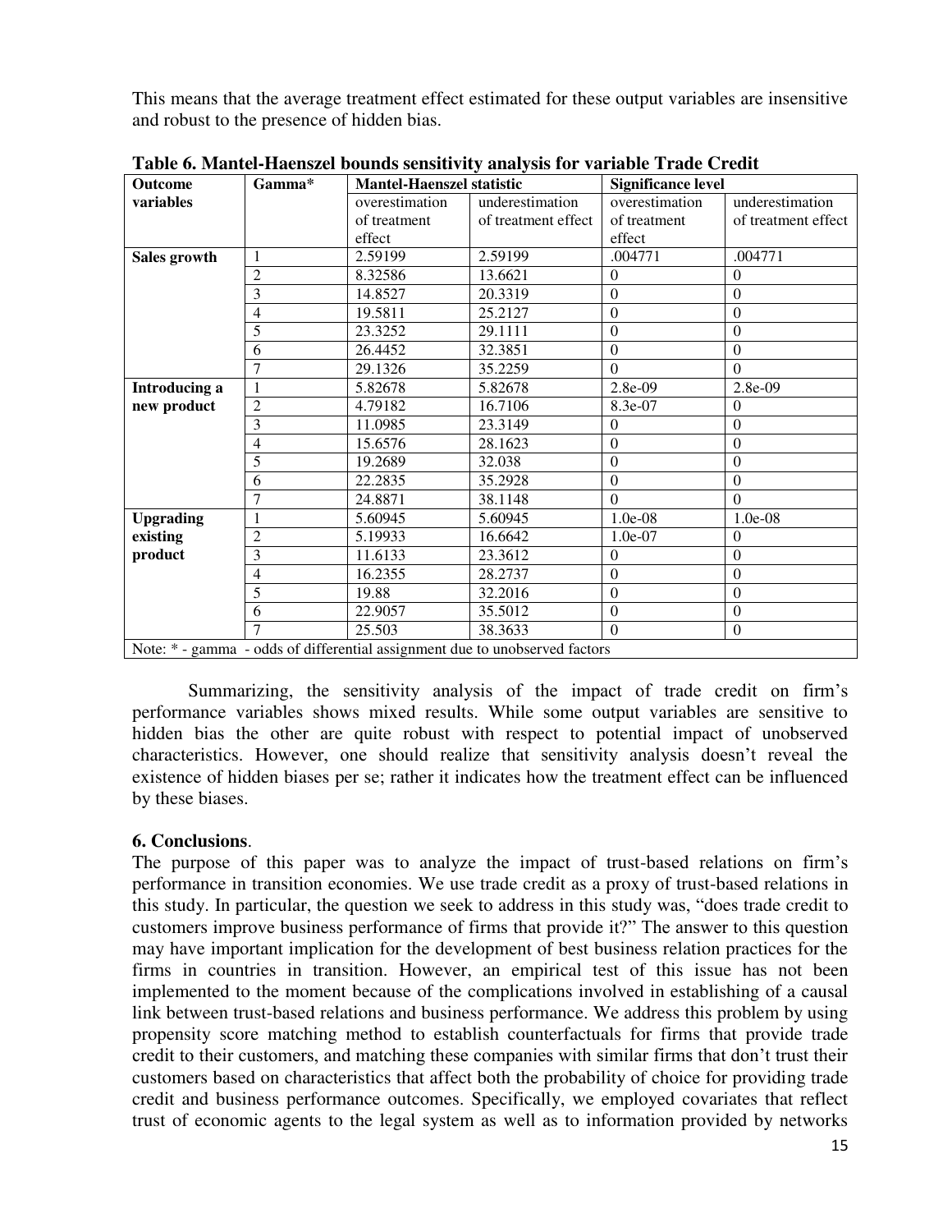This means that the average treatment effect estimated for these output variables are insensitive and robust to the presence of hidden bias.

**Table 6. Mantel-Haenszel bounds sensitivity analysis for variable Trade Credit**

| Outcome variables | Gamma* | Mantel-Haenszel statistic | | Significance level | |
|---|---|---|---|---|---|
| | | overestimation of treatment effect | underestimation of treatment effect | overestimation of treatment effect | underestimation of treatment effect |
| **Sales growth** | 1 | 2.59199 | 2.59199 | .004771 | .004771 |
| | 2 | 8.32586 | 13.6621 | 0 | 0 |
| | 3 | 14.8527 | 20.3319 | 0 | 0 |
| | 4 | 19.5811 | 25.2127 | 0 | 0 |
| | 5 | 23.3252 | 29.1111 | 0 | 0 |
| | 6 | 26.4452 | 32.3851 | 0 | 0 |
| | 7 | 29.1326 | 35.2259 | 0 | 0 |
| **Introducing a new product** | 1 | 5.82678 | 5.82678 | 2.8e-09 | 2.8e-09 |
| | 2 | 4.79182 | 16.7106 | 8.3e-07 | 0 |
| | 3 | 11.0985 | 23.3149 | 0 | 0 |
| | 4 | 15.6576 | 28.1623 | 0 | 0 |
| | 5 | 19.2689 | 32.038 | 0 | 0 |
| | 6 | 22.2835 | 35.2928 | 0 | 0 |
| | 7 | 24.8871 | 38.1148 | 0 | 0 |
| **Upgrading existing product** | 1 | 5.60945 | 5.60945 | 1.0e-08 | 1.0e-08 |
| | 2 | 5.19933 | 16.6642 | 1.0e-07 | 0 |
| | 3 | 11.6133 | 23.3612 | 0 | 0 |
| | 4 | 16.2355 | 28.2737 | 0 | 0 |
| | 5 | 19.88 | 32.2016 | 0 | 0 |
| | 6 | 22.9057 | 35.5012 | 0 | 0 |
| | 7 | 25.503 | 38.3633 | 0 | 0 |

Note: * - gamma - odds of differential assignment due to unobserved factors

Summarizing, the sensitivity analysis of the impact of trade credit on firm's performance variables shows mixed results. While some output variables are sensitive to hidden bias the other are quite robust with respect to potential impact of unobserved characteristics. However, one should realize that sensitivity analysis doesn't reveal the existence of hidden biases per se; rather it indicates how the treatment effect can be influenced by these biases.

## 6. Conclusions.

The purpose of this paper was to analyze the impact of trust-based relations on firm's performance in transition economies. We use trade credit as a proxy of trust-based relations in this study. In particular, the question we seek to address in this study was, "does trade credit to customers improve business performance of firms that provide it?" The answer to this question may have important implication for the development of best business relation practices for the firms in countries in transition. However, an empirical test of this issue has not been implemented to the moment because of the complications involved in establishing of a causal link between trust-based relations and business performance. We address this problem by using propensity score matching method to establish counterfactuals for firms that provide trade credit to their customers, and matching these companies with similar firms that don't trust their customers based on characteristics that affect both the probability of choice for providing trade credit and business performance outcomes. Specifically, we employed covariates that reflect trust of economic agents to the legal system as well as to information provided by networks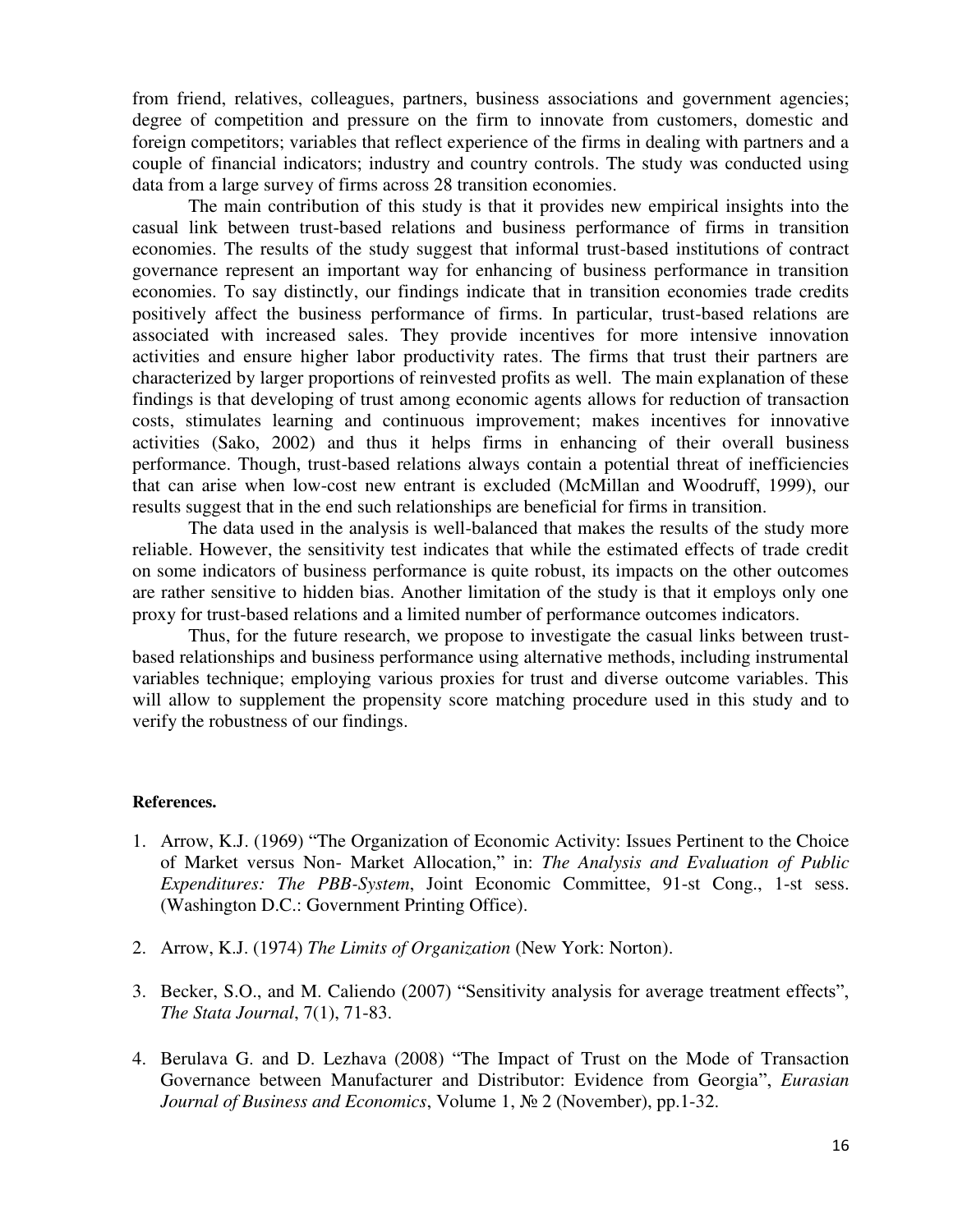from friend, relatives, colleagues, partners, business associations and government agencies; degree of competition and pressure on the firm to innovate from customers, domestic and foreign competitors; variables that reflect experience of the firms in dealing with partners and a couple of financial indicators; industry and country controls. The study was conducted using data from a large survey of firms across 28 transition economies.

The main contribution of this study is that it provides new empirical insights into the casual link between trust-based relations and business performance of firms in transition economies. The results of the study suggest that informal trust-based institutions of contract governance represent an important way for enhancing of business performance in transition economies. To say distinctly, our findings indicate that in transition economies trade credits positively affect the business performance of firms. In particular, trust-based relations are associated with increased sales. They provide incentives for more intensive innovation activities and ensure higher labor productivity rates. The firms that trust their partners are characterized by larger proportions of reinvested profits as well. The main explanation of these findings is that developing of trust among economic agents allows for reduction of transaction costs, stimulates learning and continuous improvement; makes incentives for innovative activities (Sako, 2002) and thus it helps firms in enhancing of their overall business performance. Though, trust-based relations always contain a potential threat of inefficiencies that can arise when low-cost new entrant is excluded (McMillan and Woodruff, 1999), our results suggest that in the end such relationships are beneficial for firms in transition.

The data used in the analysis is well-balanced that makes the results of the study more reliable. However, the sensitivity test indicates that while the estimated effects of trade credit on some indicators of business performance is quite robust, its impacts on the other outcomes are rather sensitive to hidden bias. Another limitation of the study is that it employs only one proxy for trust-based relations and a limited number of performance outcomes indicators.

Thus, for the future research, we propose to investigate the casual links between trust-based relationships and business performance using alternative methods, including instrumental variables technique; employing various proxies for trust and diverse outcome variables. This will allow to supplement the propensity score matching procedure used in this study and to verify the robustness of our findings.

**References.**

1. Arrow, K.J. (1969) "The Organization of Economic Activity: Issues Pertinent to the Choice of Market versus Non- Market Allocation," in: *The Analysis and Evaluation of Public Expenditures: The PBB-System*, Joint Economic Committee, 91-st Cong., 1-st sess. (Washington D.C.: Government Printing Office).

2. Arrow, K.J. (1974) *The Limits of Organization* (New York: Norton).

3. Becker, S.O., and M. Caliendo (2007) "Sensitivity analysis for average treatment effects", *The Stata Journal*, 7(1), 71-83.

4. Berulava G. and D. Lezhava (2008) "The Impact of Trust on the Mode of Transaction Governance between Manufacturer and Distributor: Evidence from Georgia", *Eurasian Journal of Business and Economics*, Volume 1, № 2 (November), pp.1-32.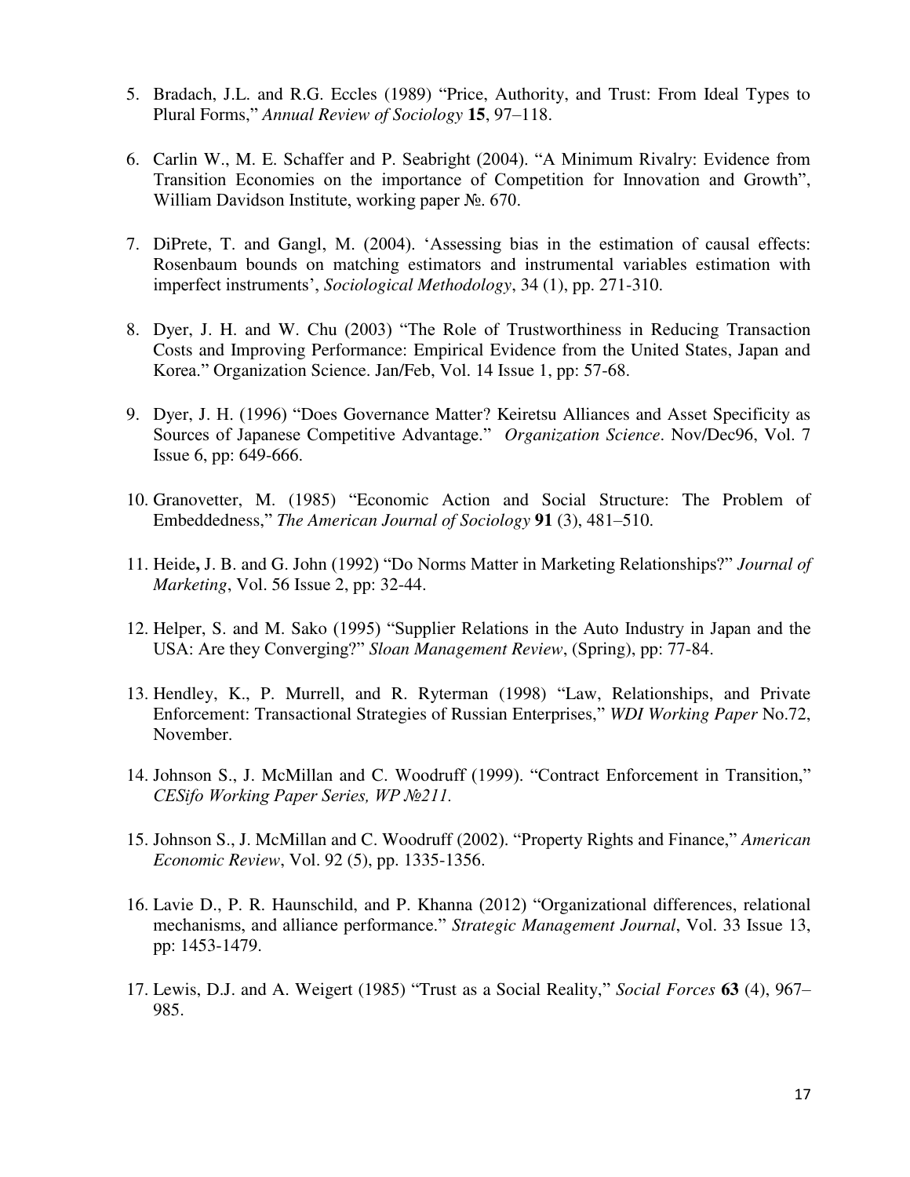5. Bradach, J.L. and R.G. Eccles (1989) "Price, Authority, and Trust: From Ideal Types to Plural Forms," *Annual Review of Sociology* **15**, 97–118.

6. Carlin W., M. E. Schaffer and P. Seabright (2004). "A Minimum Rivalry: Evidence from Transition Economies on the importance of Competition for Innovation and Growth", William Davidson Institute, working paper №. 670.

7. DiPrete, T. and Gangl, M. (2004). 'Assessing bias in the estimation of causal effects: Rosenbaum bounds on matching estimators and instrumental variables estimation with imperfect instruments', *Sociological Methodology*, 34 (1), pp. 271-310.

8. Dyer, J. H. and W. Chu (2003) "The Role of Trustworthiness in Reducing Transaction Costs and Improving Performance: Empirical Evidence from the United States, Japan and Korea." Organization Science. Jan/Feb, Vol. 14 Issue 1, pp: 57-68.

9. Dyer, J. H. (1996) "Does Governance Matter? Keiretsu Alliances and Asset Specificity as Sources of Japanese Competitive Advantage." *Organization Science*. Nov/Dec96, Vol. 7 Issue 6, pp: 649-666.

10. Granovetter, M. (1985) "Economic Action and Social Structure: The Problem of Embeddedness," *The American Journal of Sociology* **91** (3), 481–510.

11. Heide**,** J. B. and G. John (1992) "Do Norms Matter in Marketing Relationships?" *Journal of Marketing*, Vol. 56 Issue 2, pp: 32-44.

12. Helper, S. and M. Sako (1995) "Supplier Relations in the Auto Industry in Japan and the USA: Are they Converging?" *Sloan Management Review*, (Spring), pp: 77-84.

13. Hendley, K., P. Murrell, and R. Ryterman (1998) "Law, Relationships, and Private Enforcement: Transactional Strategies of Russian Enterprises," *WDI Working Paper* No.72, November.

14. Johnson S., J. McMillan and C. Woodruff (1999). "Contract Enforcement in Transition," *CESifo Working Paper Series, WP №211.*

15. Johnson S., J. McMillan and C. Woodruff (2002). "Property Rights and Finance," *American Economic Review*, Vol. 92 (5), pp. 1335-1356.

16. Lavie D., P. R. Haunschild, and P. Khanna (2012) "Organizational differences, relational mechanisms, and alliance performance." *Strategic Management Journal*, Vol. 33 Issue 13, pp: 1453-1479.

17. Lewis, D.J. and A. Weigert (1985) "Trust as a Social Reality," *Social Forces* **63** (4), 967–985.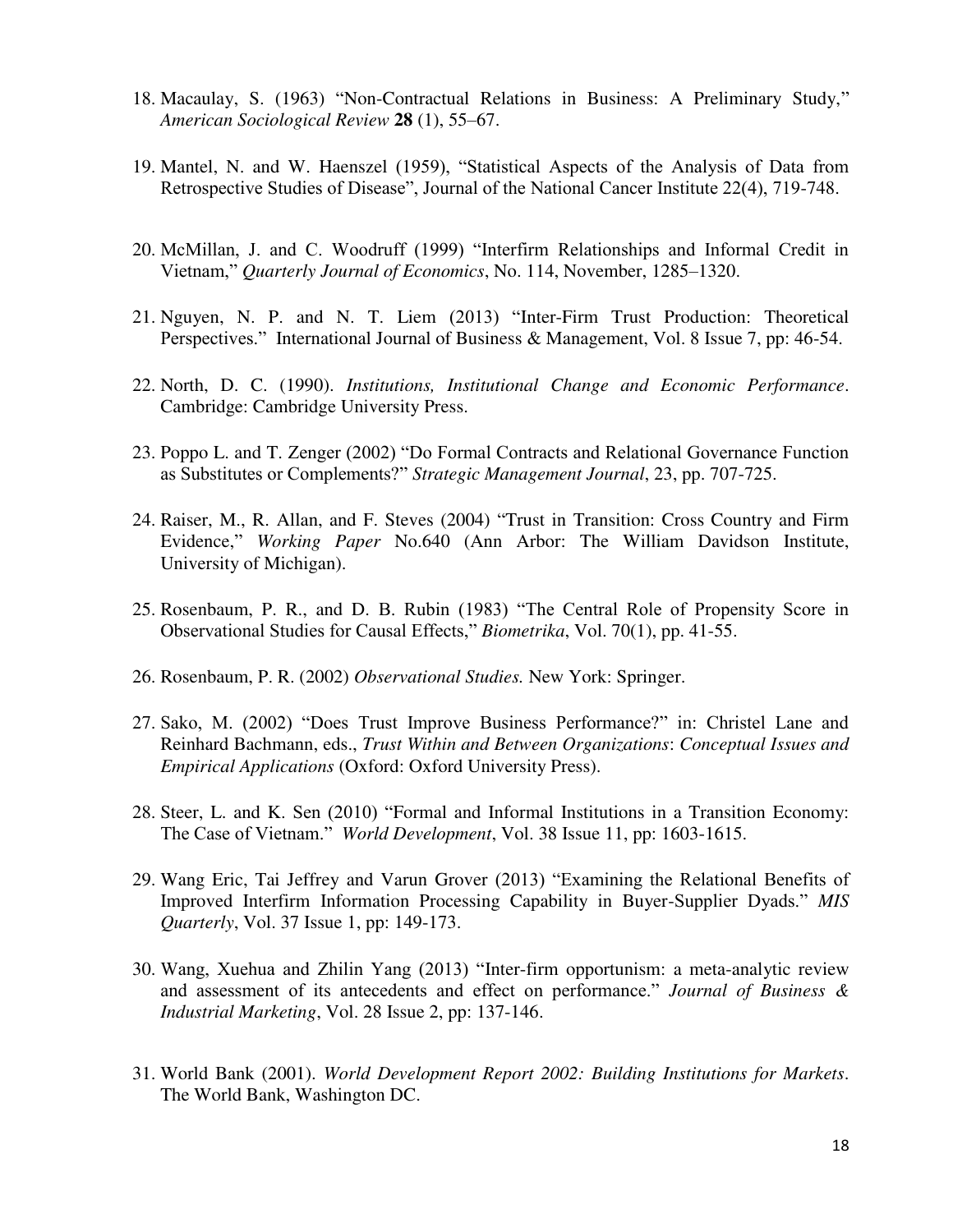18. Macaulay, S. (1963) "Non-Contractual Relations in Business: A Preliminary Study," *American Sociological Review* **28** (1), 55–67.

19. Mantel, N. and W. Haenszel (1959), "Statistical Aspects of the Analysis of Data from Retrospective Studies of Disease", Journal of the National Cancer Institute 22(4), 719-748.

20. McMillan, J. and C. Woodruff (1999) "Interfirm Relationships and Informal Credit in Vietnam," *Quarterly Journal of Economics*, No. 114, November, 1285–1320.

21. Nguyen, N. P. and N. T. Liem (2013) "Inter-Firm Trust Production: Theoretical Perspectives." International Journal of Business & Management, Vol. 8 Issue 7, pp: 46-54.

22. North, D. C. (1990). *Institutions, Institutional Change and Economic Performance*. Cambridge: Cambridge University Press.

23. Poppo L. and T. Zenger (2002) "Do Formal Contracts and Relational Governance Function as Substitutes or Complements?" *Strategic Management Journal*, 23, pp. 707-725.

24. Raiser, M., R. Allan, and F. Steves (2004) "Trust in Transition: Cross Country and Firm Evidence," *Working Paper* No.640 (Ann Arbor: The William Davidson Institute, University of Michigan).

25. Rosenbaum, P. R., and D. B. Rubin (1983) "The Central Role of Propensity Score in Observational Studies for Causal Effects," *Biometrika*, Vol. 70(1), pp. 41-55.

26. Rosenbaum, P. R. (2002) *Observational Studies.* New York: Springer.

27. Sako, M. (2002) "Does Trust Improve Business Performance?" in: Christel Lane and Reinhard Bachmann, eds., *Trust Within and Between Organizations*: *Conceptual Issues and Empirical Applications* (Oxford: Oxford University Press).

28. Steer, L. and K. Sen (2010) "Formal and Informal Institutions in a Transition Economy: The Case of Vietnam." *World Development*, Vol. 38 Issue 11, pp: 1603-1615.

29. Wang Eric, Tai Jeffrey and Varun Grover (2013) "Examining the Relational Benefits of Improved Interfirm Information Processing Capability in Buyer-Supplier Dyads." *MIS Quarterly*, Vol. 37 Issue 1, pp: 149-173.

30. Wang, Xuehua and Zhilin Yang (2013) "Inter-firm opportunism: a meta-analytic review and assessment of its antecedents and effect on performance." *Journal of Business & Industrial Marketing*, Vol. 28 Issue 2, pp: 137-146.

31. World Bank (2001). *World Development Report 2002: Building Institutions for Markets*. The World Bank, Washington DC.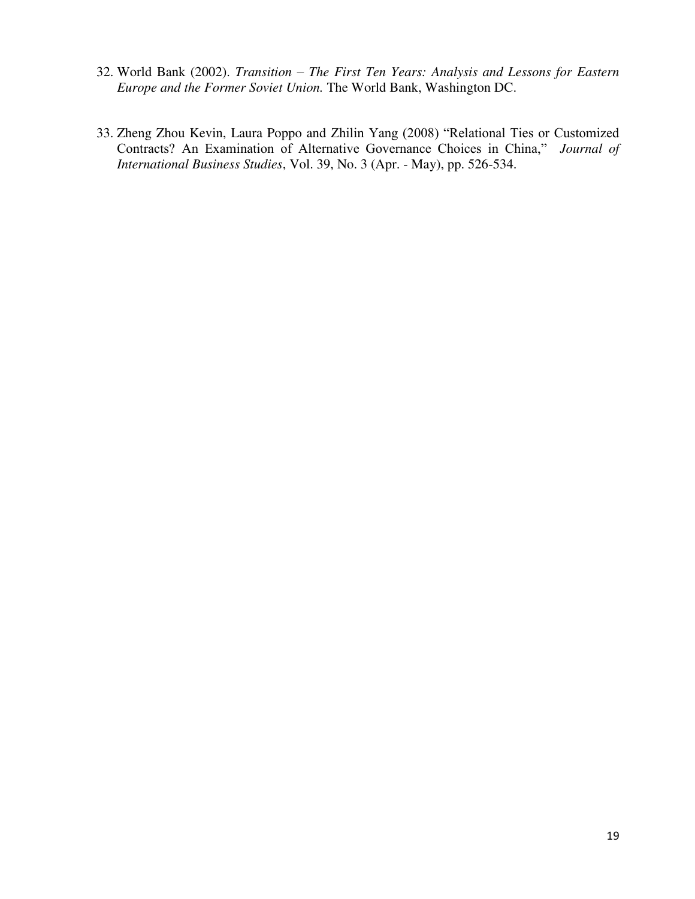32. World Bank (2002). *Transition – The First Ten Years: Analysis and Lessons for Eastern Europe and the Former Soviet Union.* The World Bank, Washington DC.

33. Zheng Zhou Kevin, Laura Poppo and Zhilin Yang (2008) "Relational Ties or Customized Contracts? An Examination of Alternative Governance Choices in China," *Journal of International Business Studies*, Vol. 39, No. 3 (Apr. - May), pp. 526-534.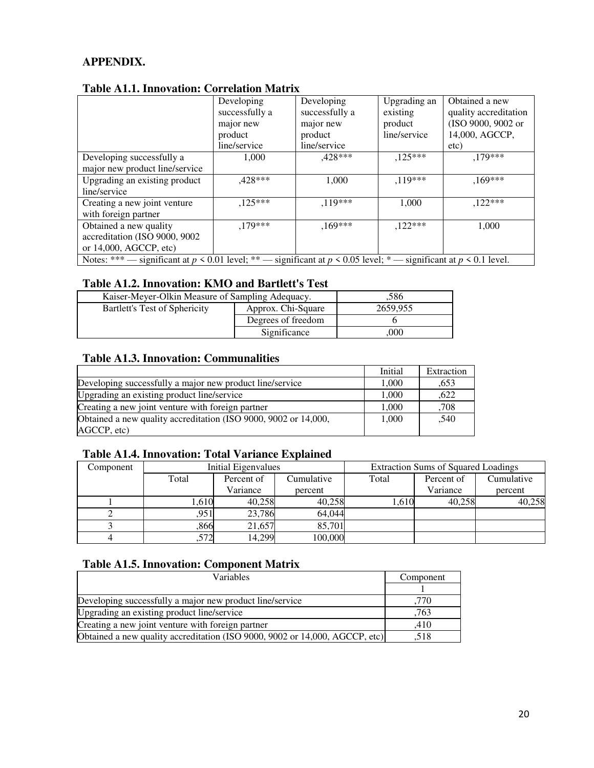## APPENDIX.

### Table A1.1. Innovation: Correlation Matrix

| | Developing successfully a major new product line/service | Developing successfully a major new product line/service | Upgrading an existing product line/service | Obtained a new quality accreditation (ISO 9000, 9002 or 14,000, AGCCP, etc) |
|---|---|---|---|---|
| Developing successfully a major new product line/service | 1,000 | ,428*** | ,125*** | ,179*** |
| Upgrading an existing product line/service | ,428*** | 1,000 | ,119*** | ,169*** |
| Creating a new joint venture with foreign partner | ,125*** | ,119*** | 1,000 | ,122*** |
| Obtained a new quality accreditation (ISO 9000, 9002 or 14,000, AGCCP, etc) | ,179*** | ,169*** | ,122*** | 1,000 |

Notes: *** — significant at $p < 0.01$ level; ** — significant at $p < 0.05$ level; * — significant at $p < 0.1$ level.

### Table A1.2. Innovation: KMO and Bartlett's Test

| Kaiser-Meyer-Olkin Measure of Sampling Adequacy. | | ,586 |
|---|---|---|
| Bartlett's Test of Sphericity | Approx. Chi-Square | 2659,955 |
| | Degrees of freedom | 6 |
| | Significance | ,000 |

### Table A1.3. Innovation: Communalities

| | Initial | Extraction |
|---|---|---|
| Developing successfully a major new product line/service | 1,000 | ,653 |
| Upgrading an existing product line/service | 1,000 | ,622 |
| Creating a new joint venture with foreign partner | 1,000 | ,708 |
| Obtained a new quality accreditation (ISO 9000, 9002 or 14,000, AGCCP, etc) | 1,000 | ,540 |

### Table A1.4. Innovation: Total Variance Explained

| Component | Initial Eigenvalues | | | Extraction Sums of Squared Loadings | | |
|---|---|---|---|---|---|---|
| | Total | Percent of Variance | Cumulative percent | Total | Percent of Variance | Cumulative percent |
| 1 | 1,610 | 40,258 | 40,258 | 1,610 | 40,258 | 40,258 |
| 2 | ,951 | 23,786 | 64,044 | | | |
| 3 | ,866 | 21,657 | 85,701 | | | |
| 4 | ,572 | 14,299 | 100,000 | | | |

### Table A1.5. Innovation: Component Matrix

| Variables | Component |
|---|---|
| | 1 |
| Developing successfully a major new product line/service | ,770 |
| Upgrading an existing product line/service | ,763 |
| Creating a new joint venture with foreign partner | ,410 |
| Obtained a new quality accreditation (ISO 9000, 9002 or 14,000, AGCCP, etc) | ,518 |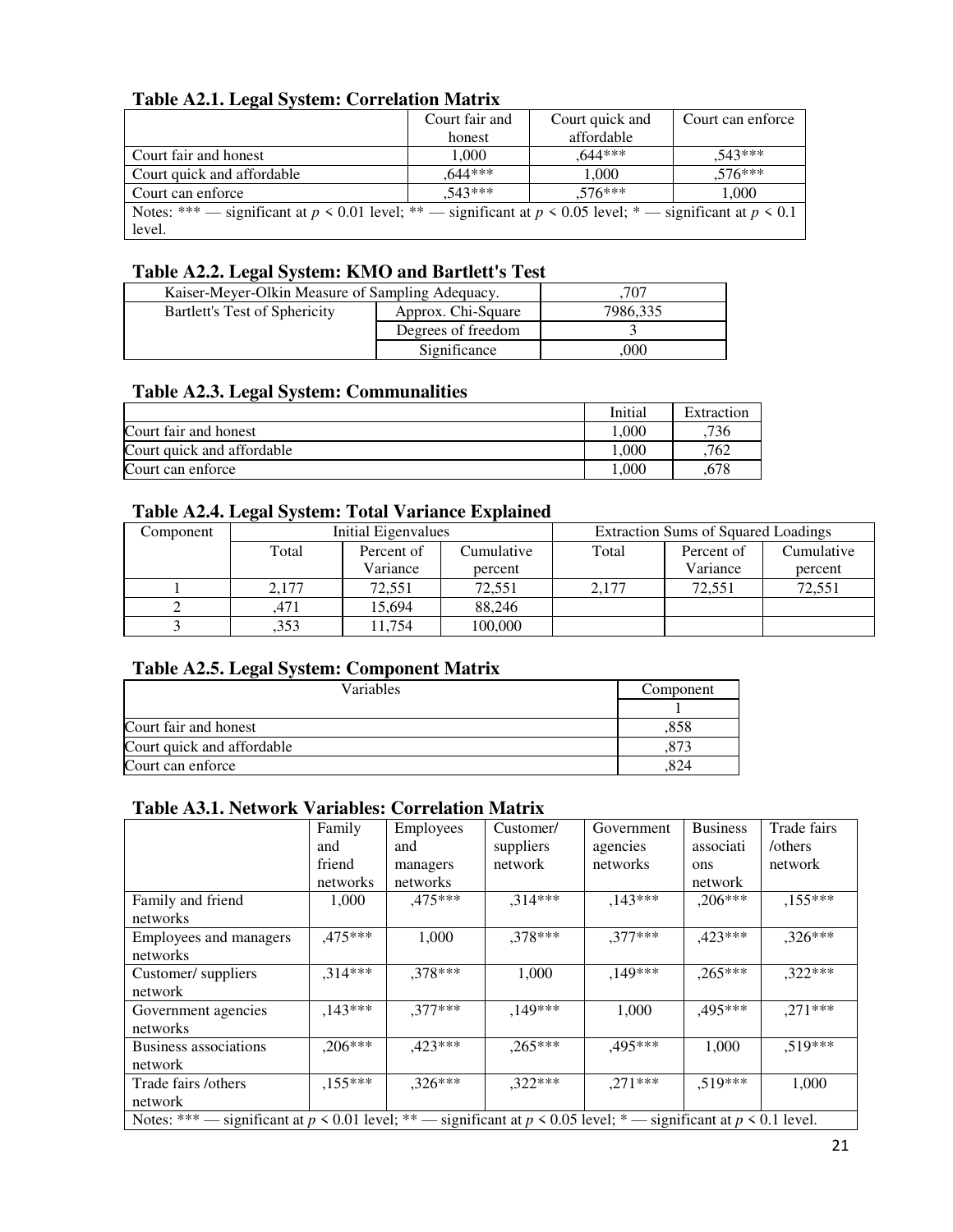### Table A2.1. Legal System: Correlation Matrix

| | Court fair and honest | Court quick and affordable | Court can enforce |
|---|---|---|---|
| Court fair and honest | 1,000 | ,644*** | ,543*** |
| Court quick and affordable | ,644*** | 1,000 | ,576*** |
| Court can enforce | ,543*** | ,576*** | 1,000 |

Notes: *** — significant at $p < 0.01$ level; ** — significant at $p < 0.05$ level; * — significant at $p < 0.1$ level.

### Table A2.2. Legal System: KMO and Bartlett's Test

| | | |
|---|---|---|
| Kaiser-Meyer-Olkin Measure of Sampling Adequacy. | | ,707 |
| Bartlett's Test of Sphericity | Approx. Chi-Square | 7986,335 |
| | Degrees of freedom | 3 |
| | Significance | ,000 |

### Table A2.3. Legal System: Communalities

| | Initial | Extraction |
|---|---|---|
| Court fair and honest | 1,000 | ,736 |
| Court quick and affordable | 1,000 | ,762 |
| Court can enforce | 1,000 | ,678 |

### Table A2.4. Legal System: Total Variance Explained

| Component | Initial Eigenvalues | | | Extraction Sums of Squared Loadings | | |
|---|---|---|---|---|---|---|
| | Total | Percent of Variance | Cumulative percent | Total | Percent of Variance | Cumulative percent |
| 1 | 2,177 | 72,551 | 72,551 | 2,177 | 72,551 | 72,551 |
| 2 | ,471 | 15,694 | 88,246 | | | |
| 3 | ,353 | 11,754 | 100,000 | | | |

### Table A2.5. Legal System: Component Matrix

| Variables | Component |
|---|---|
| | 1 |
| Court fair and honest | ,858 |
| Court quick and affordable | ,873 |
| Court can enforce | ,824 |

### Table A3.1. Network Variables: Correlation Matrix

| | Family and friend networks | Employees and managers networks | Customer/ suppliers network | Government agencies networks | Business associations network | Trade fairs /others network |
|---|---|---|---|---|---|---|
| Family and friend networks | 1,000 | ,475*** | ,314*** | ,143*** | ,206*** | ,155*** |
| Employees and managers networks | ,475*** | 1,000 | ,378*** | ,377*** | ,423*** | ,326*** |
| Customer/ suppliers network | ,314*** | ,378*** | 1,000 | ,149*** | ,265*** | ,322*** |
| Government agencies networks | ,143*** | ,377*** | ,149*** | 1,000 | ,495*** | ,271*** |
| Business associations network | ,206*** | ,423*** | ,265*** | ,495*** | 1,000 | ,519*** |
| Trade fairs /others network | ,155*** | ,326*** | ,322*** | ,271*** | ,519*** | 1,000 |

Notes: *** — significant at $p < 0.01$ level; ** — significant at $p < 0.05$ level; * — significant at $p < 0.1$ level.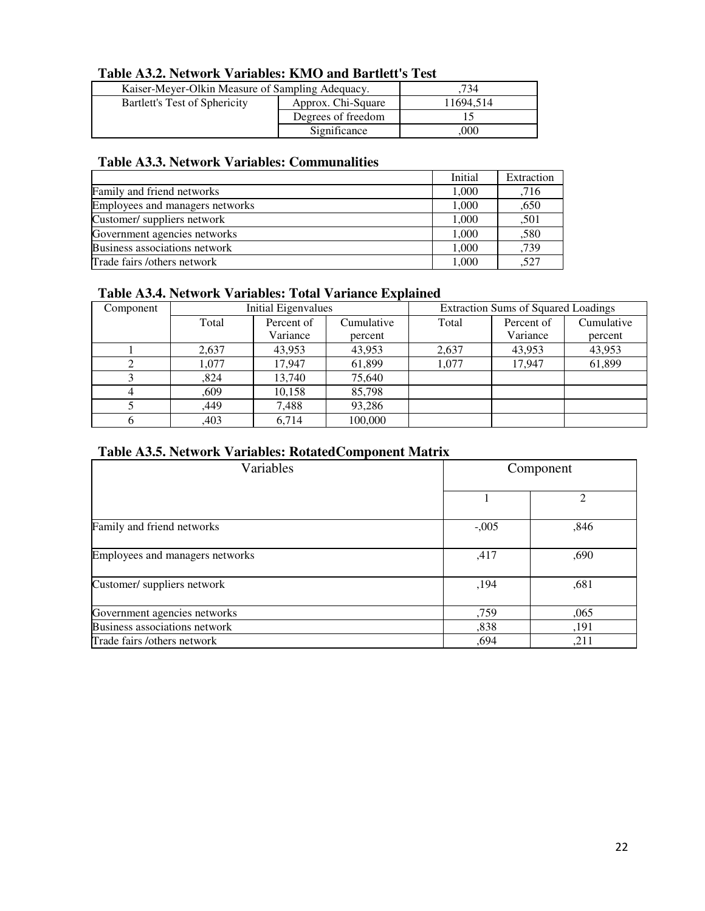**Table A3.2. Network Variables: KMO and Bartlett's Test**

| | | |
|---|---|---|
| Kaiser-Meyer-Olkin Measure of Sampling Adequacy. | | ,734 |
| Bartlett's Test of Sphericity | Approx. Chi-Square | 11694,514 |
| | Degrees of freedom | 15 |
| | Significance | ,000 |

**Table A3.3. Network Variables: Communalities**

| | Initial | Extraction |
|---|---|---|
| Family and friend networks | 1,000 | ,716 |
| Employees and managers networks | 1,000 | ,650 |
| Customer/ suppliers network | 1,000 | ,501 |
| Government agencies networks | 1,000 | ,580 |
| Business associations network | 1,000 | ,739 |
| Trade fairs /others network | 1,000 | ,527 |

**Table A3.4. Network Variables: Total Variance Explained**

| Component | Initial Eigenvalues | | | Extraction Sums of Squared Loadings | | |
|---|---|---|---|---|---|---|
| | Total | Percent of Variance | Cumulative percent | Total | Percent of Variance | Cumulative percent |
| 1 | 2,637 | 43,953 | 43,953 | 2,637 | 43,953 | 43,953 |
| 2 | 1,077 | 17,947 | 61,899 | 1,077 | 17,947 | 61,899 |
| 3 | ,824 | 13,740 | 75,640 | | | |
| 4 | ,609 | 10,158 | 85,798 | | | |
| 5 | ,449 | 7,488 | 93,286 | | | |
| 6 | ,403 | 6,714 | 100,000 | | | |

**Table A3.5. Network Variables: RotatedComponent Matrix**

| Variables | Component | |
|---|---|---|
| | 1 | 2 |
| Family and friend networks | -,005 | ,846 |
| Employees and managers networks | ,417 | ,690 |
| Customer/ suppliers network | ,194 | ,681 |
| Government agencies networks | ,759 | ,065 |
| Business associations network | ,838 | ,191 |
| Trade fairs /others network | ,694 | ,211 |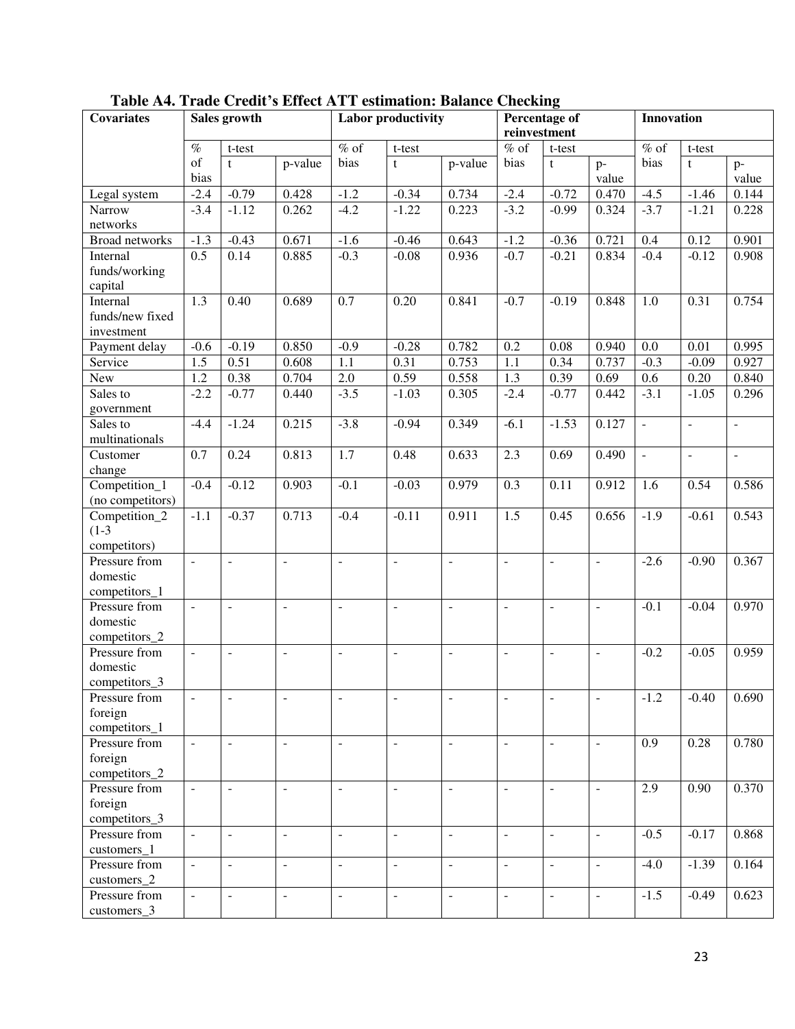**Table A4. Trade Credit's Effect ATT estimation: Balance Checking**

| Covariates | Sales growth | | | Labor productivity | | | Percentage of reinvestment | | | Innovation | | |
|---|---|---|---|---|---|---|---|---|---|---|---|---|
| | % of bias | t-test | | % of bias | t-test | | % of bias | t-test | | % of bias | t-test | |
| | | t | p-value | | t | p-value | | t | p-value | | t | p-value |
| Legal system | -2.4 | -0.79 | 0.428 | -1.2 | -0.34 | 0.734 | -2.4 | -0.72 | 0.470 | -4.5 | -1.46 | 0.144 |
| Narrow networks | -3.4 | -1.12 | 0.262 | -4.2 | -1.22 | 0.223 | -3.2 | -0.99 | 0.324 | -3.7 | -1.21 | 0.228 |
| Broad networks | -1.3 | -0.43 | 0.671 | -1.6 | -0.46 | 0.643 | -1.2 | -0.36 | 0.721 | 0.4 | 0.12 | 0.901 |
| Internal funds/working capital | 0.5 | 0.14 | 0.885 | -0.3 | -0.08 | 0.936 | -0.7 | -0.21 | 0.834 | -0.4 | -0.12 | 0.908 |
| Internal funds/new fixed investment | 1.3 | 0.40 | 0.689 | 0.7 | 0.20 | 0.841 | -0.7 | -0.19 | 0.848 | 1.0 | 0.31 | 0.754 |
| Payment delay | -0.6 | -0.19 | 0.850 | -0.9 | -0.28 | 0.782 | 0.2 | 0.08 | 0.940 | 0.0 | 0.01 | 0.995 |
| Service | 1.5 | 0.51 | 0.608 | 1.1 | 0.31 | 0.753 | 1.1 | 0.34 | 0.737 | -0.3 | -0.09 | 0.927 |
| New | 1.2 | 0.38 | 0.704 | 2.0 | 0.59 | 0.558 | 1.3 | 0.39 | 0.69 | 0.6 | 0.20 | 0.840 |
| Sales to government | -2.2 | -0.77 | 0.440 | -3.5 | -1.03 | 0.305 | -2.4 | -0.77 | 0.442 | -3.1 | -1.05 | 0.296 |
| Sales to multinationals | -4.4 | -1.24 | 0.215 | -3.8 | -0.94 | 0.349 | -6.1 | -1.53 | 0.127 | - | - | - |
| Customer change | 0.7 | 0.24 | 0.813 | 1.7 | 0.48 | 0.633 | 2.3 | 0.69 | 0.490 | - | - | - |
| Competition_1 (no competitors) | -0.4 | -0.12 | 0.903 | -0.1 | -0.03 | 0.979 | 0.3 | 0.11 | 0.912 | 1.6 | 0.54 | 0.586 |
| Competition_2 (1-3 competitors) | -1.1 | -0.37 | 0.713 | -0.4 | -0.11 | 0.911 | 1.5 | 0.45 | 0.656 | -1.9 | -0.61 | 0.543 |
| Pressure from domestic competitors_1 | - | - | - | - | - | - | - | - | - | -2.6 | -0.90 | 0.367 |
| Pressure from domestic competitors_2 | - | - | - | - | - | - | - | - | - | -0.1 | -0.04 | 0.970 |
| Pressure from domestic competitors_3 | - | - | - | - | - | - | - | - | - | -0.2 | -0.05 | 0.959 |
| Pressure from foreign competitors_1 | - | - | - | - | - | - | - | - | - | -1.2 | -0.40 | 0.690 |
| Pressure from foreign competitors_2 | - | - | - | - | - | - | - | - | - | 0.9 | 0.28 | 0.780 |
| Pressure from foreign competitors_3 | - | - | - | - | - | - | - | - | - | 2.9 | 0.90 | 0.370 |
| Pressure from customers_1 | - | - | - | - | - | - | - | - | - | -0.5 | -0.17 | 0.868 |
| Pressure from customers_2 | - | - | - | - | - | - | - | - | - | -4.0 | -1.39 | 0.164 |
| Pressure from customers_3 | - | - | - | - | - | - | - | - | - | -1.5 | -0.49 | 0.623 |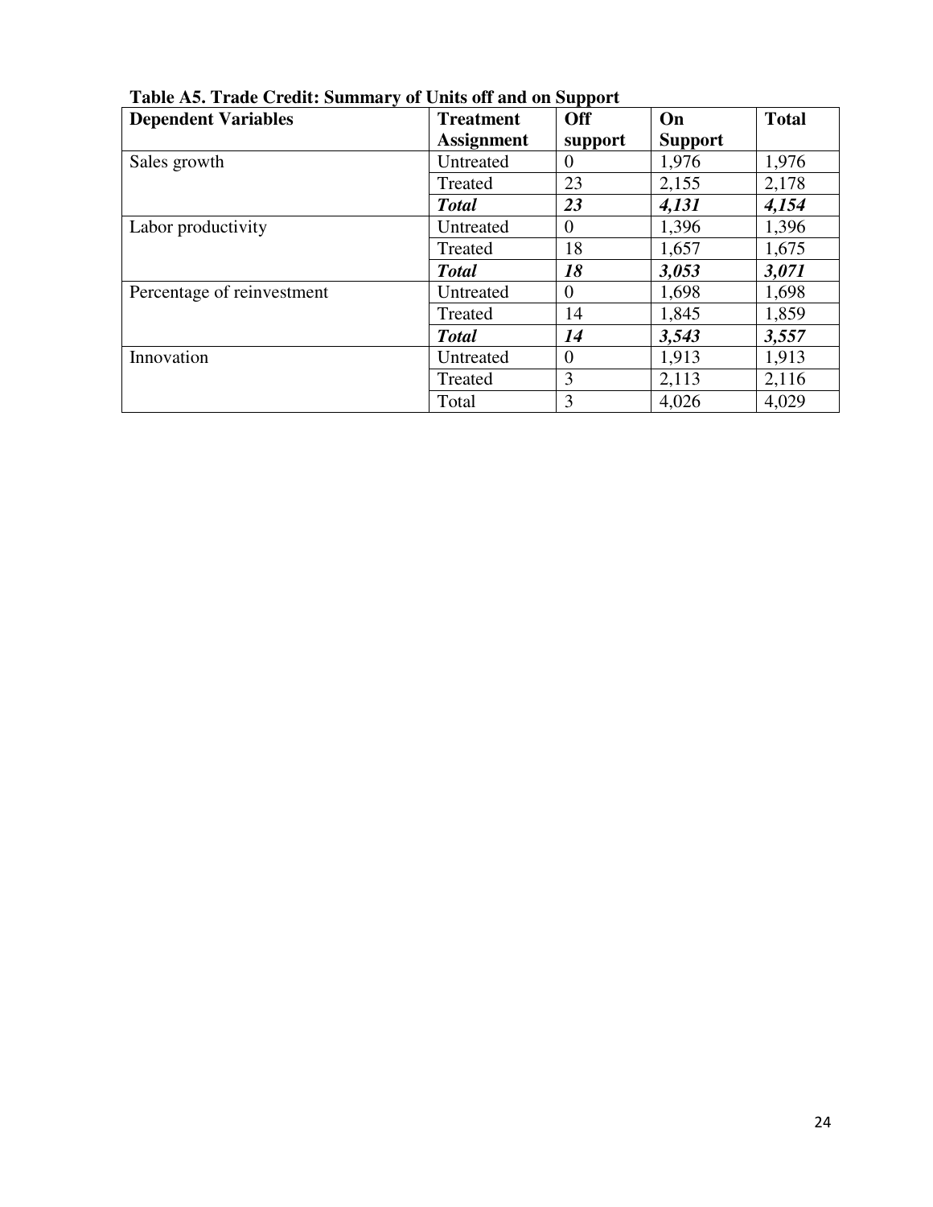**Table A5. Trade Credit: Summary of Units off and on Support**

| Dependent Variables | Treatment Assignment | Off support | On Support | Total |
|---|---|---|---|---|
| Sales growth | Untreated | 0 | 1,976 | 1,976 |
| | Treated | 23 | 2,155 | 2,178 |
| | ***Total*** | ***23*** | ***4,131*** | ***4,154*** |
| Labor productivity | Untreated | 0 | 1,396 | 1,396 |
| | Treated | 18 | 1,657 | 1,675 |
| | ***Total*** | ***18*** | ***3,053*** | ***3,071*** |
| Percentage of reinvestment | Untreated | 0 | 1,698 | 1,698 |
| | Treated | 14 | 1,845 | 1,859 |
| | ***Total*** | ***14*** | ***3,543*** | ***3,557*** |
| Innovation | Untreated | 0 | 1,913 | 1,913 |
| | Treated | 3 | 2,113 | 2,116 |
| | Total | 3 | 4,026 | 4,029 |